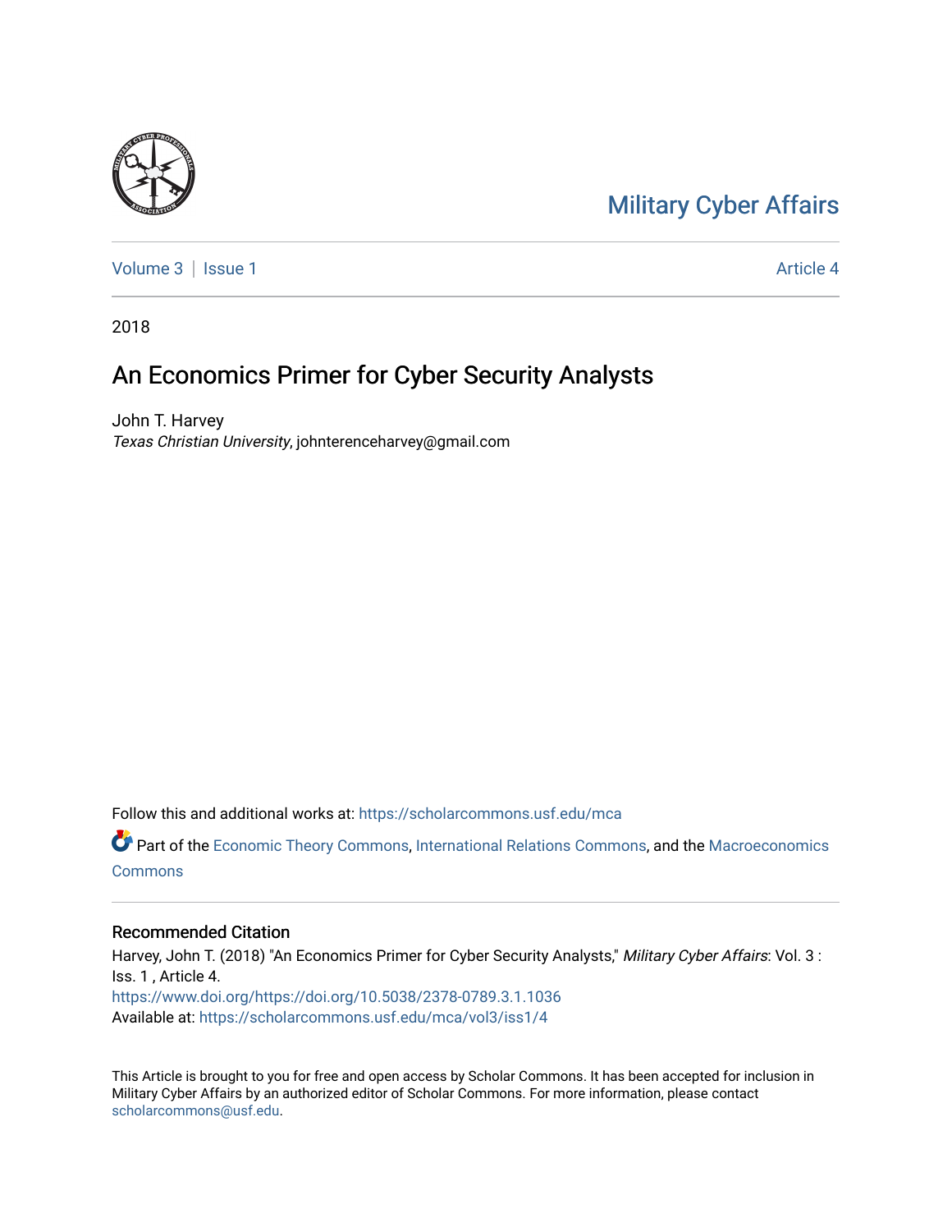Military Cyber Affairs

Volume 3 | Issue 1 Article 4

2018

# An Economics Primer for Cyber Security Analysts

John T. Harvey
*Texas Christian University*, johnterenceharvey@gmail.com

Follow this and additional works at: https://scholarcommons.usf.edu/mca

Part of the Economic Theory Commons, International Relations Commons, and the Macroeconomics Commons

## Recommended Citation

Harvey, John T. (2018) "An Economics Primer for Cyber Security Analysts," *Military Cyber Affairs*: Vol. 3 : Iss. 1 , Article 4.
https://www.doi.org/https://doi.org/10.5038/2378-0789.3.1.1036
Available at: https://scholarcommons.usf.edu/mca/vol3/iss1/4

This Article is brought to you for free and open access by Scholar Commons. It has been accepted for inclusion in Military Cyber Affairs by an authorized editor of Scholar Commons. For more information, please contact scholarcommons@usf.edu.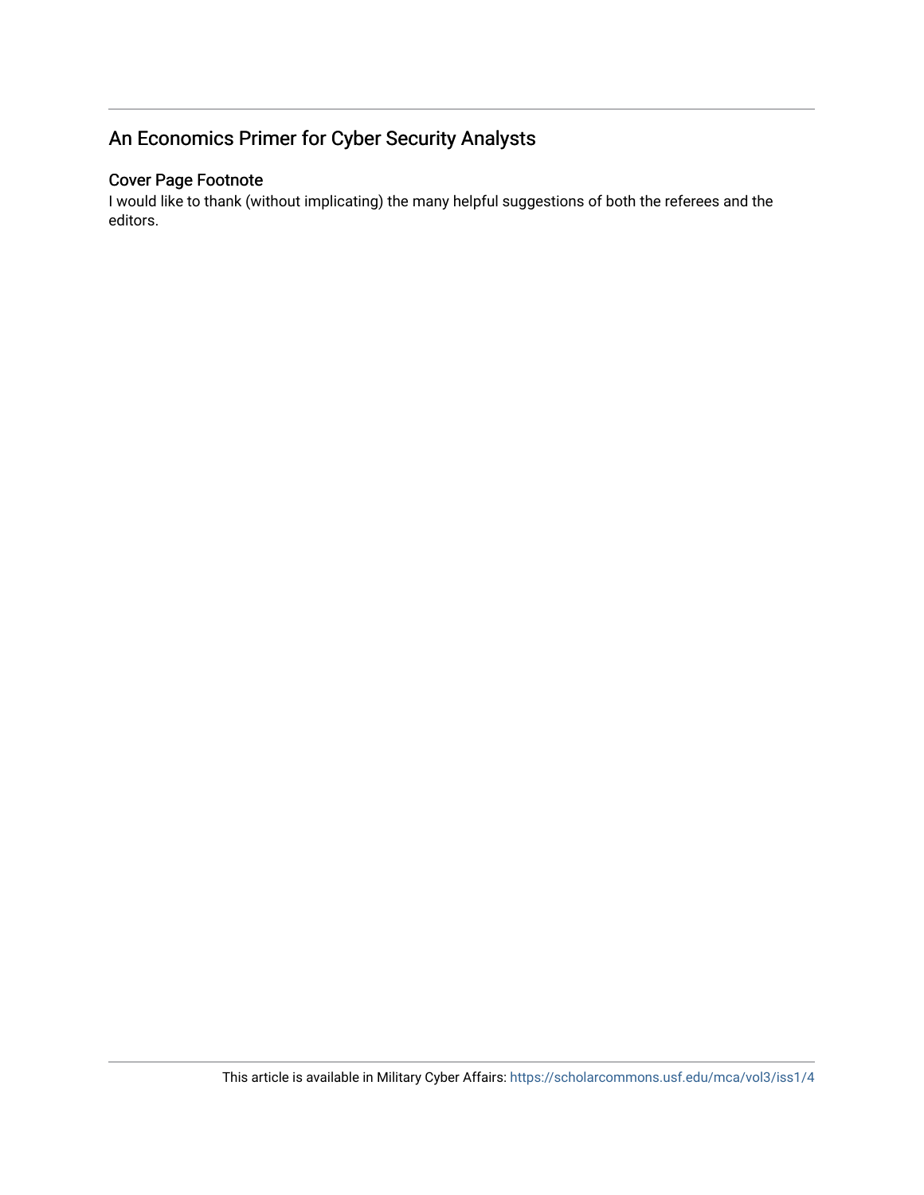## An Economics Primer for Cyber Security Analysts

### Cover Page Footnote

I would like to thank (without implicating) the many helpful suggestions of both the referees and the editors.

This article is available in Military Cyber Affairs: https://scholarcommons.usf.edu/mca/vol3/iss1/4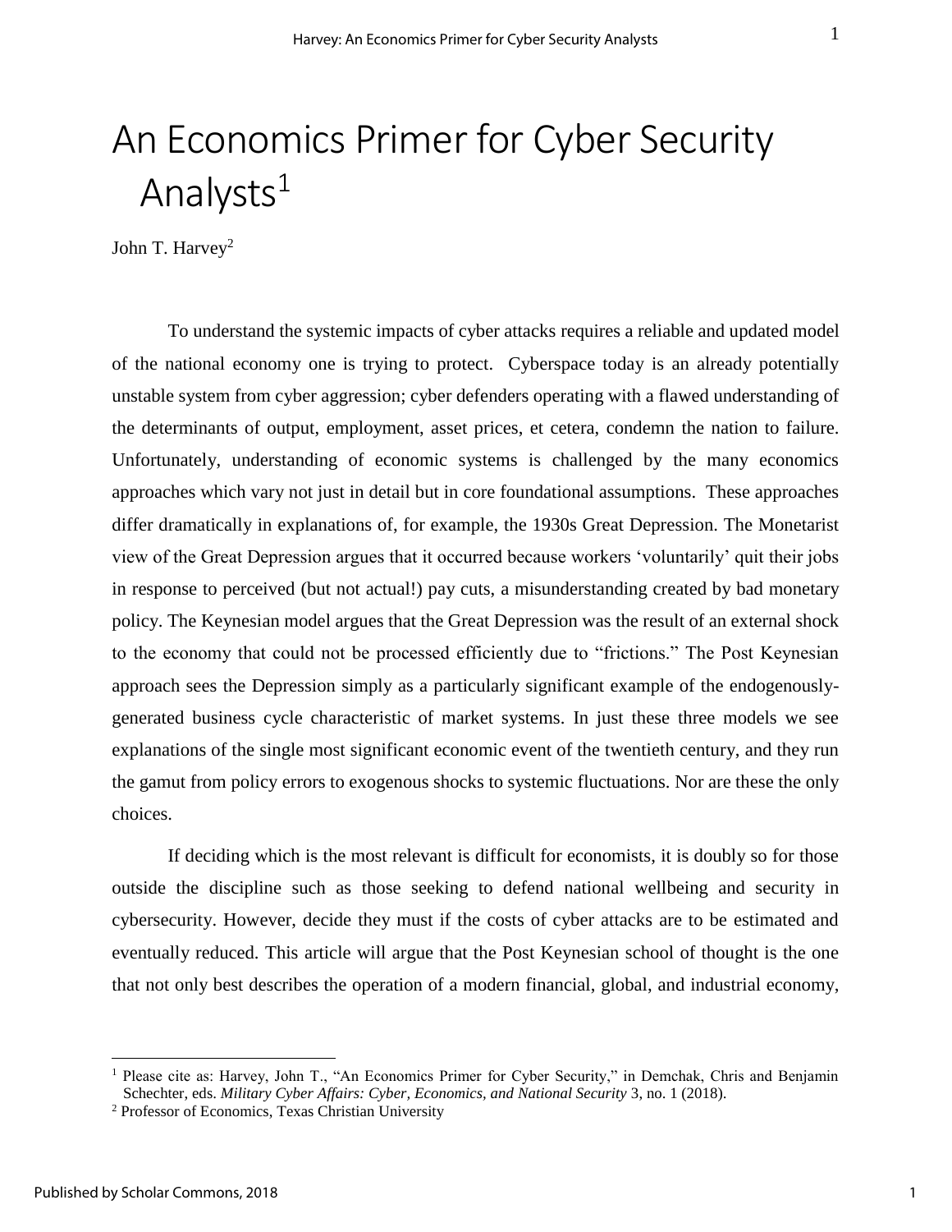# An Economics Primer for Cyber Security Analysts[1]

John T. Harvey[2]

To understand the systemic impacts of cyber attacks requires a reliable and updated model of the national economy one is trying to protect. Cyberspace today is an already potentially unstable system from cyber aggression; cyber defenders operating with a flawed understanding of the determinants of output, employment, asset prices, et cetera, condemn the nation to failure. Unfortunately, understanding of economic systems is challenged by the many economics approaches which vary not just in detail but in core foundational assumptions. These approaches differ dramatically in explanations of, for example, the 1930s Great Depression. The Monetarist view of the Great Depression argues that it occurred because workers 'voluntarily' quit their jobs in response to perceived (but not actual!) pay cuts, a misunderstanding created by bad monetary policy. The Keynesian model argues that the Great Depression was the result of an external shock to the economy that could not be processed efficiently due to "frictions." The Post Keynesian approach sees the Depression simply as a particularly significant example of the endogenously-generated business cycle characteristic of market systems. In just these three models we see explanations of the single most significant economic event of the twentieth century, and they run the gamut from policy errors to exogenous shocks to systemic fluctuations. Nor are these the only choices.

If deciding which is the most relevant is difficult for economists, it is doubly so for those outside the discipline such as those seeking to defend national wellbeing and security in cybersecurity. However, decide they must if the costs of cyber attacks are to be estimated and eventually reduced. This article will argue that the Post Keynesian school of thought is the one that not only best describes the operation of a modern financial, global, and industrial economy,

---

[1] Please cite as: Harvey, John T., "An Economics Primer for Cyber Security," in Demchak, Chris and Benjamin Schechter, eds. *Military Cyber Affairs: Cyber, Economics, and National Security* 3, no. 1 (2018).

[2] Professor of Economics, Texas Christian University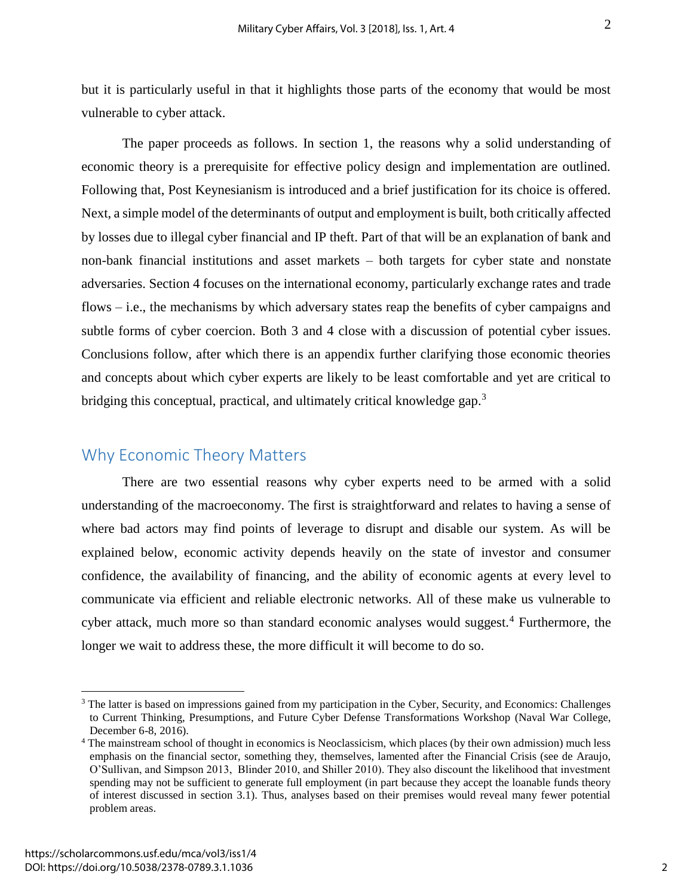but it is particularly useful in that it highlights those parts of the economy that would be most vulnerable to cyber attack.

The paper proceeds as follows. In section 1, the reasons why a solid understanding of economic theory is a prerequisite for effective policy design and implementation are outlined. Following that, Post Keynesianism is introduced and a brief justification for its choice is offered. Next, a simple model of the determinants of output and employment is built, both critically affected by losses due to illegal cyber financial and IP theft. Part of that will be an explanation of bank and non-bank financial institutions and asset markets – both targets for cyber state and nonstate adversaries. Section 4 focuses on the international economy, particularly exchange rates and trade flows – i.e., the mechanisms by which adversary states reap the benefits of cyber campaigns and subtle forms of cyber coercion. Both 3 and 4 close with a discussion of potential cyber issues. Conclusions follow, after which there is an appendix further clarifying those economic theories and concepts about which cyber experts are likely to be least comfortable and yet are critical to bridging this conceptual, practical, and ultimately critical knowledge gap.[3]

## Why Economic Theory Matters

There are two essential reasons why cyber experts need to be armed with a solid understanding of the macroeconomy. The first is straightforward and relates to having a sense of where bad actors may find points of leverage to disrupt and disable our system. As will be explained below, economic activity depends heavily on the state of investor and consumer confidence, the availability of financing, and the ability of economic agents at every level to communicate via efficient and reliable electronic networks. All of these make us vulnerable to cyber attack, much more so than standard economic analyses would suggest.[4] Furthermore, the longer we wait to address these, the more difficult it will become to do so.

---

[3] The latter is based on impressions gained from my participation in the Cyber, Security, and Economics: Challenges to Current Thinking, Presumptions, and Future Cyber Defense Transformations Workshop (Naval War College, December 6-8, 2016).

[4] The mainstream school of thought in economics is Neoclassicism, which places (by their own admission) much less emphasis on the financial sector, something they, themselves, lamented after the Financial Crisis (see de Araujo, O'Sullivan, and Simpson 2013, Blinder 2010, and Shiller 2010). They also discount the likelihood that investment spending may not be sufficient to generate full employment (in part because they accept the loanable funds theory of interest discussed in section 3.1). Thus, analyses based on their premises would reveal many fewer potential problem areas.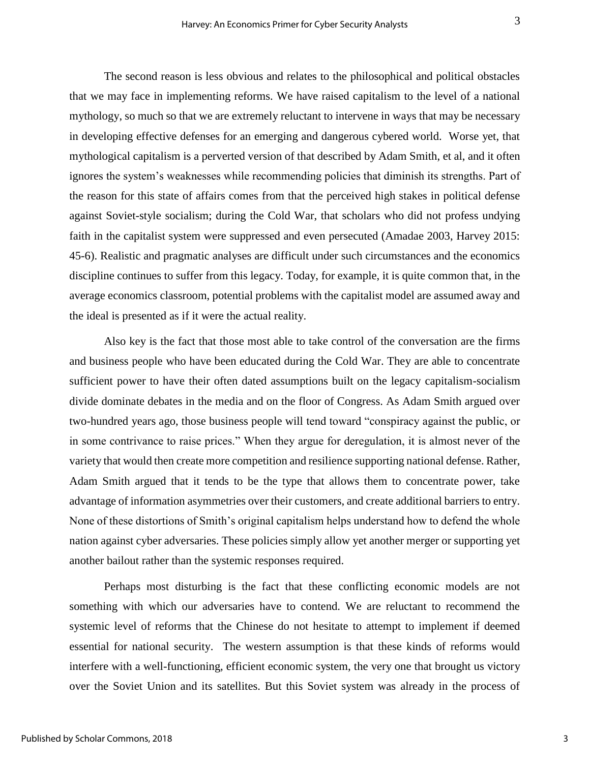The second reason is less obvious and relates to the philosophical and political obstacles that we may face in implementing reforms. We have raised capitalism to the level of a national mythology, so much so that we are extremely reluctant to intervene in ways that may be necessary in developing effective defenses for an emerging and dangerous cybered world. Worse yet, that mythological capitalism is a perverted version of that described by Adam Smith, et al, and it often ignores the system's weaknesses while recommending policies that diminish its strengths. Part of the reason for this state of affairs comes from that the perceived high stakes in political defense against Soviet-style socialism; during the Cold War, that scholars who did not profess undying faith in the capitalist system were suppressed and even persecuted (Amadae 2003, Harvey 2015: 45-6). Realistic and pragmatic analyses are difficult under such circumstances and the economics discipline continues to suffer from this legacy. Today, for example, it is quite common that, in the average economics classroom, potential problems with the capitalist model are assumed away and the ideal is presented as if it were the actual reality.

Also key is the fact that those most able to take control of the conversation are the firms and business people who have been educated during the Cold War. They are able to concentrate sufficient power to have their often dated assumptions built on the legacy capitalism-socialism divide dominate debates in the media and on the floor of Congress. As Adam Smith argued over two-hundred years ago, those business people will tend toward "conspiracy against the public, or in some contrivance to raise prices." When they argue for deregulation, it is almost never of the variety that would then create more competition and resilience supporting national defense. Rather, Adam Smith argued that it tends to be the type that allows them to concentrate power, take advantage of information asymmetries over their customers, and create additional barriers to entry. None of these distortions of Smith's original capitalism helps understand how to defend the whole nation against cyber adversaries. These policies simply allow yet another merger or supporting yet another bailout rather than the systemic responses required.

Perhaps most disturbing is the fact that these conflicting economic models are not something with which our adversaries have to contend. We are reluctant to recommend the systemic level of reforms that the Chinese do not hesitate to attempt to implement if deemed essential for national security. The western assumption is that these kinds of reforms would interfere with a well-functioning, efficient economic system, the very one that brought us victory over the Soviet Union and its satellites. But this Soviet system was already in the process of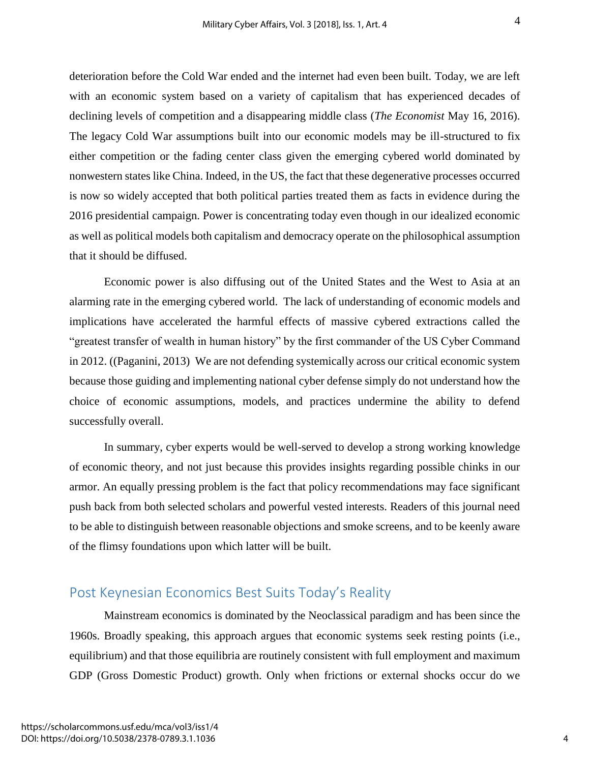deterioration before the Cold War ended and the internet had even been built. Today, we are left with an economic system based on a variety of capitalism that has experienced decades of declining levels of competition and a disappearing middle class (*The Economist* May 16, 2016). The legacy Cold War assumptions built into our economic models may be ill-structured to fix either competition or the fading center class given the emerging cybered world dominated by nonwestern states like China. Indeed, in the US, the fact that these degenerative processes occurred is now so widely accepted that both political parties treated them as facts in evidence during the 2016 presidential campaign. Power is concentrating today even though in our idealized economic as well as political models both capitalism and democracy operate on the philosophical assumption that it should be diffused.

Economic power is also diffusing out of the United States and the West to Asia at an alarming rate in the emerging cybered world. The lack of understanding of economic models and implications have accelerated the harmful effects of massive cybered extractions called the "greatest transfer of wealth in human history" by the first commander of the US Cyber Command in 2012. ((Paganini, 2013) We are not defending systemically across our critical economic system because those guiding and implementing national cyber defense simply do not understand how the choice of economic assumptions, models, and practices undermine the ability to defend successfully overall.

In summary, cyber experts would be well-served to develop a strong working knowledge of economic theory, and not just because this provides insights regarding possible chinks in our armor. An equally pressing problem is the fact that policy recommendations may face significant push back from both selected scholars and powerful vested interests. Readers of this journal need to be able to distinguish between reasonable objections and smoke screens, and to be keenly aware of the flimsy foundations upon which latter will be built.

## Post Keynesian Economics Best Suits Today's Reality

Mainstream economics is dominated by the Neoclassical paradigm and has been since the 1960s. Broadly speaking, this approach argues that economic systems seek resting points (i.e., equilibrium) and that those equilibria are routinely consistent with full employment and maximum GDP (Gross Domestic Product) growth. Only when frictions or external shocks occur do we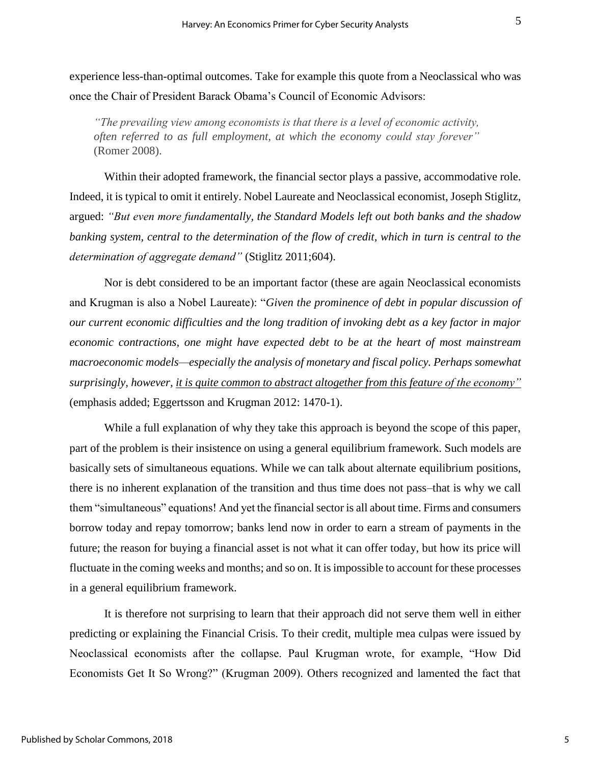experience less-than-optimal outcomes. Take for example this quote from a Neoclassical who was once the Chair of President Barack Obama's Council of Economic Advisors:

> *"The prevailing view among economists is that there is a level of economic activity, often referred to as full employment, at which the economy could stay forever"* (Romer 2008).

Within their adopted framework, the financial sector plays a passive, accommodative role. Indeed, it is typical to omit it entirely. Nobel Laureate and Neoclassical economist, Joseph Stiglitz, argued: *"But even more fundamentally, the Standard Models left out both banks and the shadow banking system, central to the determination of the flow of credit, which in turn is central to the determination of aggregate demand"* (Stiglitz 2011;604).

Nor is debt considered to be an important factor (these are again Neoclassical economists and Krugman is also a Nobel Laureate): "*Given the prominence of debt in popular discussion of our current economic difficulties and the long tradition of invoking debt as a key factor in major economic contractions, one might have expected debt to be at the heart of most mainstream macroeconomic models—especially the analysis of monetary and fiscal policy. Perhaps somewhat surprisingly, however, <u>it is quite common to abstract altogether from this feature of the economy"</u>* (emphasis added; Eggertsson and Krugman 2012: 1470-1).

While a full explanation of why they take this approach is beyond the scope of this paper, part of the problem is their insistence on using a general equilibrium framework. Such models are basically sets of simultaneous equations. While we can talk about alternate equilibrium positions, there is no inherent explanation of the transition and thus time does not pass–that is why we call them "simultaneous" equations! And yet the financial sector is all about time. Firms and consumers borrow today and repay tomorrow; banks lend now in order to earn a stream of payments in the future; the reason for buying a financial asset is not what it can offer today, but how its price will fluctuate in the coming weeks and months; and so on. It is impossible to account for these processes in a general equilibrium framework.

It is therefore not surprising to learn that their approach did not serve them well in either predicting or explaining the Financial Crisis. To their credit, multiple mea culpas were issued by Neoclassical economists after the collapse. Paul Krugman wrote, for example, "How Did Economists Get It So Wrong?" (Krugman 2009). Others recognized and lamented the fact that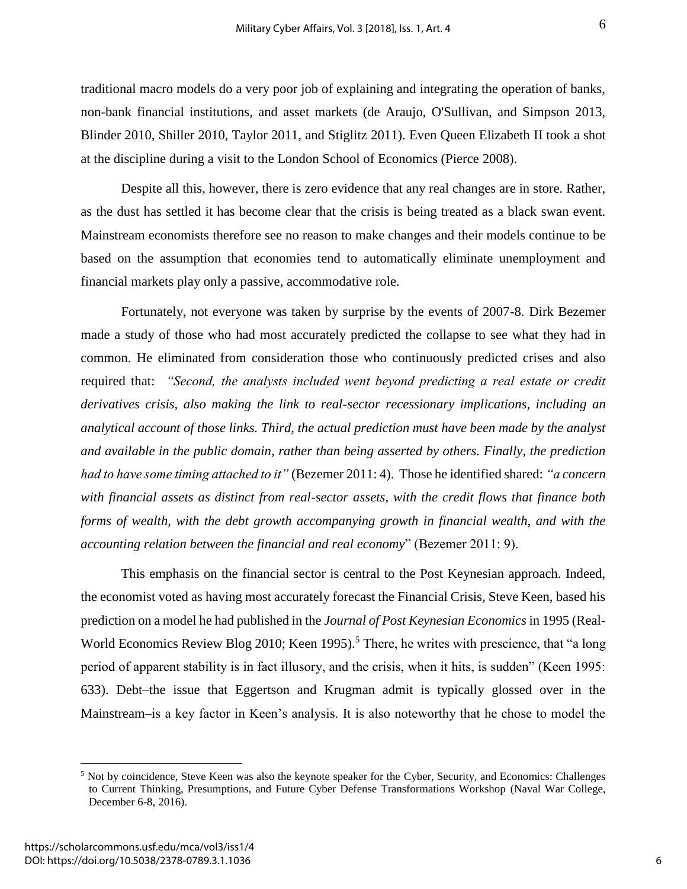traditional macro models do a very poor job of explaining and integrating the operation of banks, non-bank financial institutions, and asset markets (de Araujo, O'Sullivan, and Simpson 2013, Blinder 2010, Shiller 2010, Taylor 2011, and Stiglitz 2011). Even Queen Elizabeth II took a shot at the discipline during a visit to the London School of Economics (Pierce 2008).

Despite all this, however, there is zero evidence that any real changes are in store. Rather, as the dust has settled it has become clear that the crisis is being treated as a black swan event. Mainstream economists therefore see no reason to make changes and their models continue to be based on the assumption that economies tend to automatically eliminate unemployment and financial markets play only a passive, accommodative role.

Fortunately, not everyone was taken by surprise by the events of 2007-8. Dirk Bezemer made a study of those who had most accurately predicted the collapse to see what they had in common. He eliminated from consideration those who continuously predicted crises and also required that: *"Second, the analysts included went beyond predicting a real estate or credit derivatives crisis, also making the link to real-sector recessionary implications, including an analytical account of those links. Third, the actual prediction must have been made by the analyst and available in the public domain, rather than being asserted by others. Finally, the prediction had to have some timing attached to it"* (Bezemer 2011: 4). Those he identified shared: *"a concern with financial assets as distinct from real-sector assets, with the credit flows that finance both forms of wealth, with the debt growth accompanying growth in financial wealth, and with the accounting relation between the financial and real economy*" (Bezemer 2011: 9).

This emphasis on the financial sector is central to the Post Keynesian approach. Indeed, the economist voted as having most accurately forecast the Financial Crisis, Steve Keen, based his prediction on a model he had published in the *Journal of Post Keynesian Economics* in 1995 (Real-World Economics Review Blog 2010; Keen 1995).[5] There, he writes with prescience, that "a long period of apparent stability is in fact illusory, and the crisis, when it hits, is sudden" (Keen 1995: 633). Debt–the issue that Eggertson and Krugman admit is typically glossed over in the Mainstream–is a key factor in Keen's analysis. It is also noteworthy that he chose to model the

[5] Not by coincidence, Steve Keen was also the keynote speaker for the Cyber, Security, and Economics: Challenges to Current Thinking, Presumptions, and Future Cyber Defense Transformations Workshop (Naval War College, December 6-8, 2016).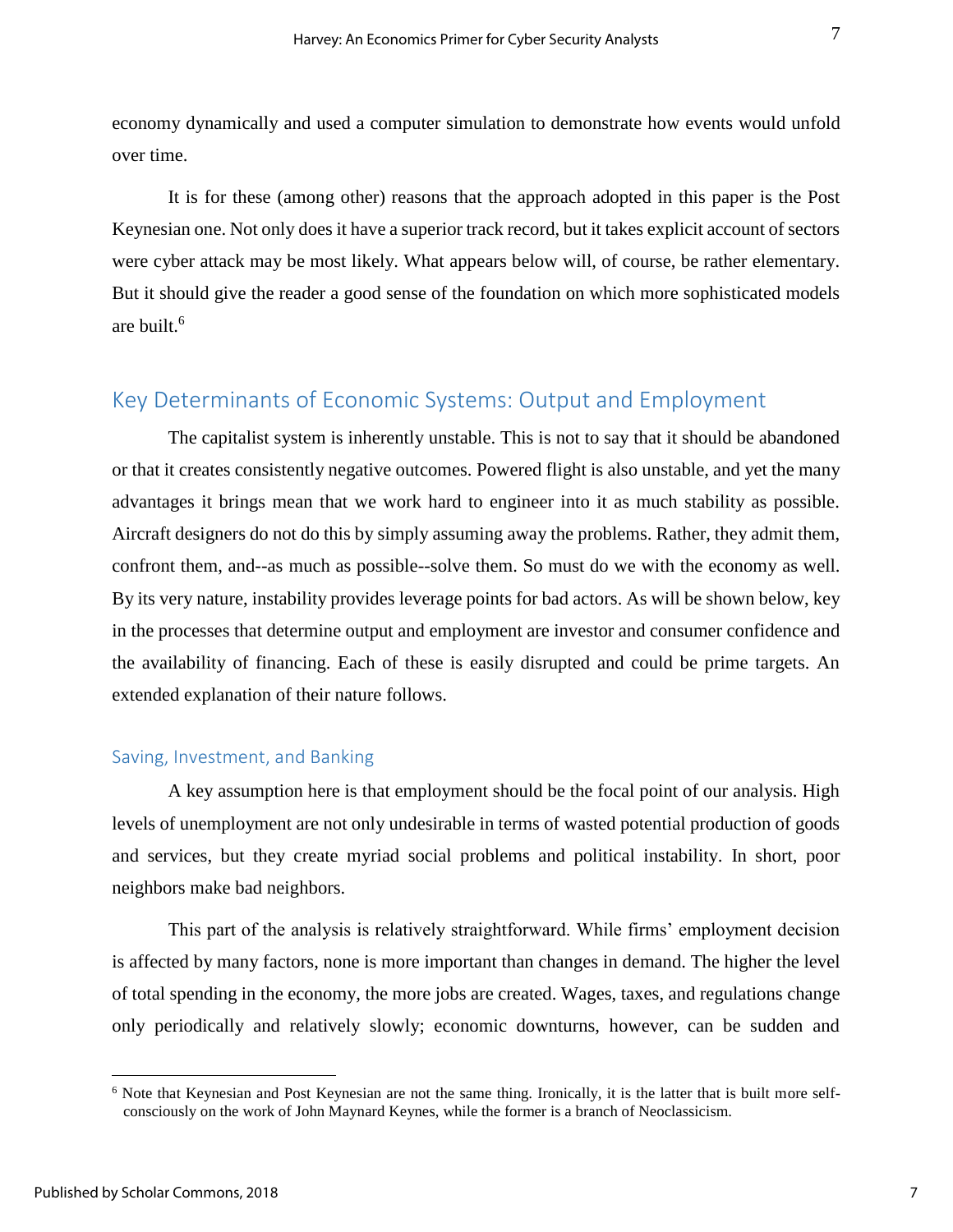economy dynamically and used a computer simulation to demonstrate how events would unfold over time.

It is for these (among other) reasons that the approach adopted in this paper is the Post Keynesian one. Not only does it have a superior track record, but it takes explicit account of sectors were cyber attack may be most likely. What appears below will, of course, be rather elementary. But it should give the reader a good sense of the foundation on which more sophisticated models are built.[6]

## Key Determinants of Economic Systems: Output and Employment

The capitalist system is inherently unstable. This is not to say that it should be abandoned or that it creates consistently negative outcomes. Powered flight is also unstable, and yet the many advantages it brings mean that we work hard to engineer into it as much stability as possible. Aircraft designers do not do this by simply assuming away the problems. Rather, they admit them, confront them, and--as much as possible--solve them. So must do we with the economy as well. By its very nature, instability provides leverage points for bad actors. As will be shown below, key in the processes that determine output and employment are investor and consumer confidence and the availability of financing. Each of these is easily disrupted and could be prime targets. An extended explanation of their nature follows.

### Saving, Investment, and Banking

A key assumption here is that employment should be the focal point of our analysis. High levels of unemployment are not only undesirable in terms of wasted potential production of goods and services, but they create myriad social problems and political instability. In short, poor neighbors make bad neighbors.

This part of the analysis is relatively straightforward. While firms' employment decision is affected by many factors, none is more important than changes in demand. The higher the level of total spending in the economy, the more jobs are created. Wages, taxes, and regulations change only periodically and relatively slowly; economic downturns, however, can be sudden and

---

[6] Note that Keynesian and Post Keynesian are not the same thing. Ironically, it is the latter that is built more self-consciously on the work of John Maynard Keynes, while the former is a branch of Neoclassicism.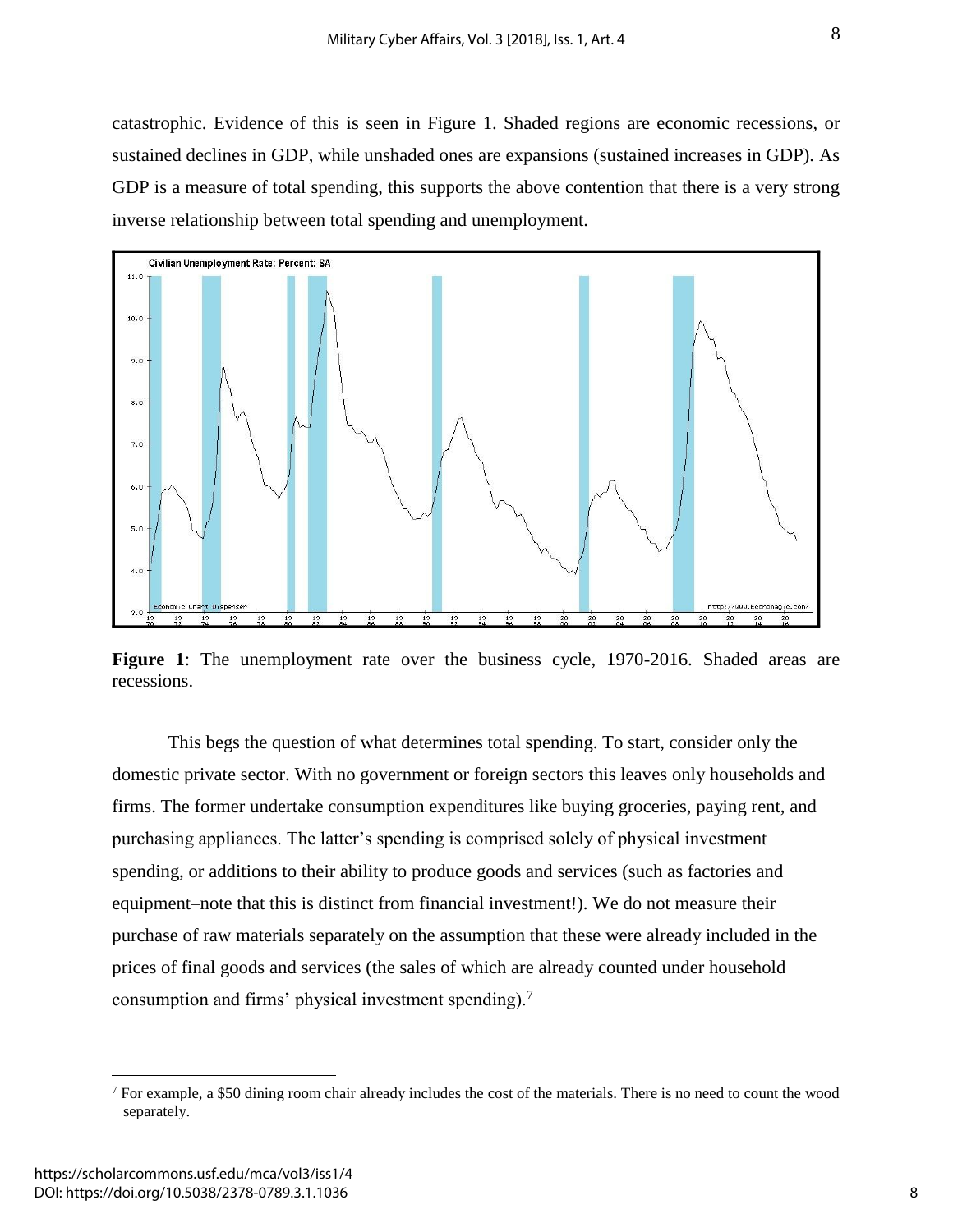catastrophic. Evidence of this is seen in Figure 1. Shaded regions are economic recessions, or sustained declines in GDP, while unshaded ones are expansions (sustained increases in GDP). As GDP is a measure of total spending, this supports the above contention that there is a very strong inverse relationship between total spending and unemployment.

**Figure 1**: The unemployment rate over the business cycle, 1970-2016. Shaded areas are recessions.

This begs the question of what determines total spending. To start, consider only the domestic private sector. With no government or foreign sectors this leaves only households and firms. The former undertake consumption expenditures like buying groceries, paying rent, and purchasing appliances. The latter's spending is comprised solely of physical investment spending, or additions to their ability to produce goods and services (such as factories and equipment–note that this is distinct from financial investment!). We do not measure their purchase of raw materials separately on the assumption that these were already included in the prices of final goods and services (the sales of which are already counted under household consumption and firms' physical investment spending).[7]

[7] For example, a $50 dining room chair already includes the cost of the materials. There is no need to count the wood separately.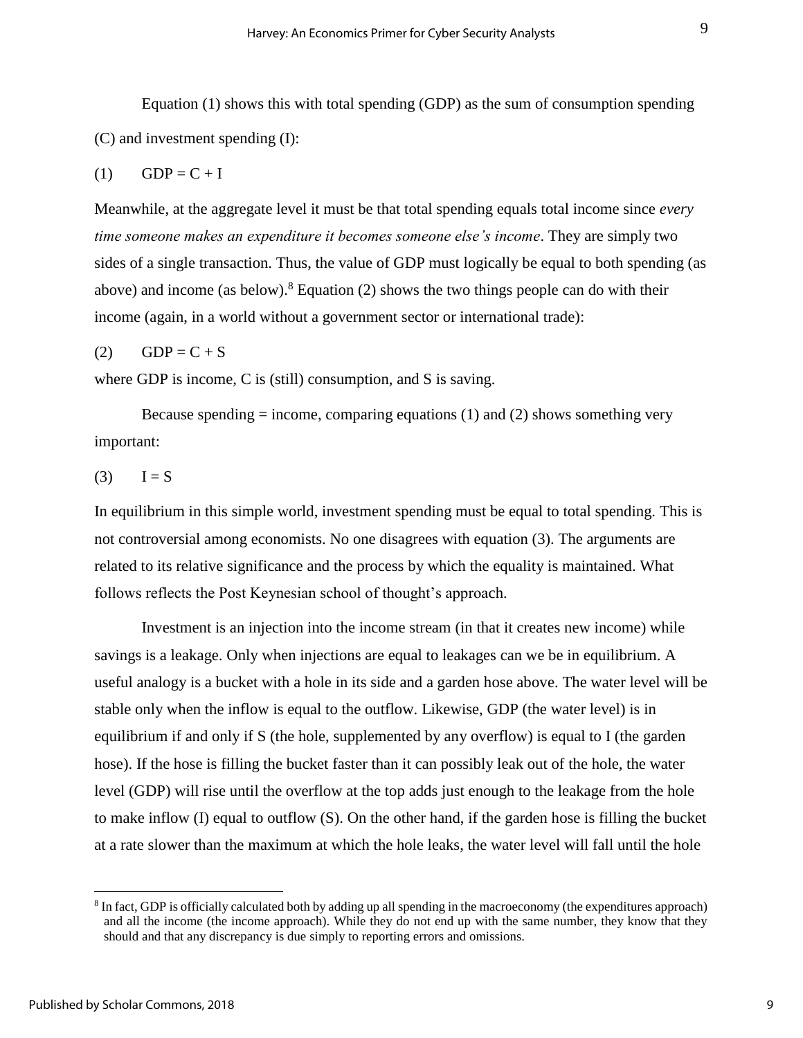Equation (1) shows this with total spending (GDP) as the sum of consumption spending (C) and investment spending (I):

$$(1) \quad GDP = C + I$$

Meanwhile, at the aggregate level it must be that total spending equals total income since *every time someone makes an expenditure it becomes someone else's income*. They are simply two sides of a single transaction. Thus, the value of GDP must logically be equal to both spending (as above) and income (as below).[8] Equation (2) shows the two things people can do with their income (again, in a world without a government sector or international trade):

$$(2) \quad GDP = C + S$$

where GDP is income, C is (still) consumption, and S is saving.

Because spending = income, comparing equations (1) and (2) shows something very important:

$$(3) \quad I = S$$

In equilibrium in this simple world, investment spending must be equal to total spending. This is not controversial among economists. No one disagrees with equation (3). The arguments are related to its relative significance and the process by which the equality is maintained. What follows reflects the Post Keynesian school of thought's approach.

Investment is an injection into the income stream (in that it creates new income) while savings is a leakage. Only when injections are equal to leakages can we be in equilibrium. A useful analogy is a bucket with a hole in its side and a garden hose above. The water level will be stable only when the inflow is equal to the outflow. Likewise, GDP (the water level) is in equilibrium if and only if S (the hole, supplemented by any overflow) is equal to I (the garden hose). If the hose is filling the bucket faster than it can possibly leak out of the hole, the water level (GDP) will rise until the overflow at the top adds just enough to the leakage from the hole to make inflow (I) equal to outflow (S). On the other hand, if the garden hose is filling the bucket at a rate slower than the maximum at which the hole leaks, the water level will fall until the hole

[8] In fact, GDP is officially calculated both by adding up all spending in the macroeconomy (the expenditures approach) and all the income (the income approach). While they do not end up with the same number, they know that they should and that any discrepancy is due simply to reporting errors and omissions.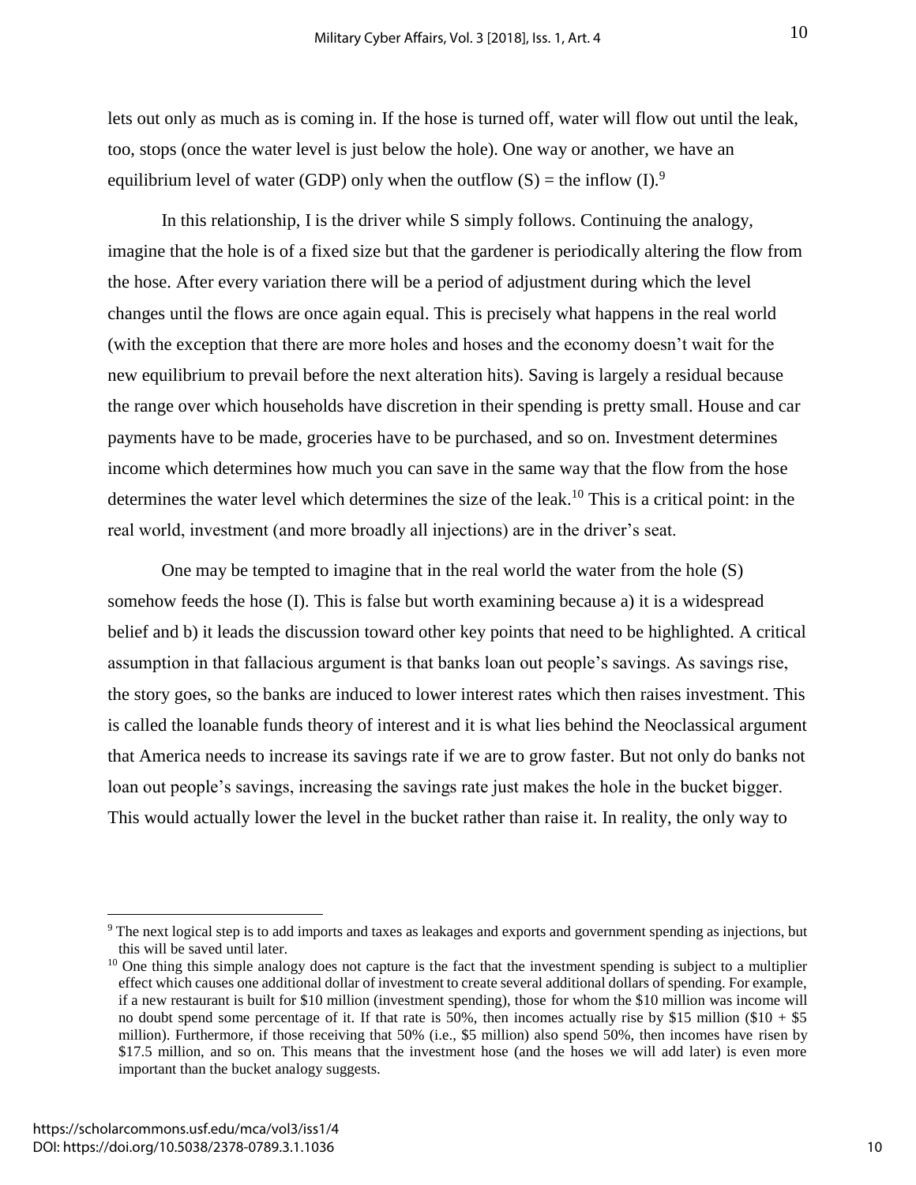lets out only as much as is coming in. If the hose is turned off, water will flow out until the leak, too, stops (once the water level is just below the hole). One way or another, we have an equilibrium level of water (GDP) only when the outflow (S) = the inflow (I).[9]

In this relationship, I is the driver while S simply follows. Continuing the analogy, imagine that the hole is of a fixed size but that the gardener is periodically altering the flow from the hose. After every variation there will be a period of adjustment during which the level changes until the flows are once again equal. This is precisely what happens in the real world (with the exception that there are more holes and hoses and the economy doesn't wait for the new equilibrium to prevail before the next alteration hits). Saving is largely a residual because the range over which households have discretion in their spending is pretty small. House and car payments have to be made, groceries have to be purchased, and so on. Investment determines income which determines how much you can save in the same way that the flow from the hose determines the water level which determines the size of the leak.[10] This is a critical point: in the real world, investment (and more broadly all injections) are in the driver's seat.

One may be tempted to imagine that in the real world the water from the hole (S) somehow feeds the hose (I). This is false but worth examining because a) it is a widespread belief and b) it leads the discussion toward other key points that need to be highlighted. A critical assumption in that fallacious argument is that banks loan out people's savings. As savings rise, the story goes, so the banks are induced to lower interest rates which then raises investment. This is called the loanable funds theory of interest and it is what lies behind the Neoclassical argument that America needs to increase its savings rate if we are to grow faster. But not only do banks not loan out people's savings, increasing the savings rate just makes the hole in the bucket bigger. This would actually lower the level in the bucket rather than raise it. In reality, the only way to

---

[9] The next logical step is to add imports and taxes as leakages and exports and government spending as injections, but this will be saved until later.

[10] One thing this simple analogy does not capture is the fact that the investment spending is subject to a multiplier effect which causes one additional dollar of investment to create several additional dollars of spending. For example, if a new restaurant is built for $10 million (investment spending), those for whom the $10 million was income will no doubt spend some percentage of it. If that rate is 50%, then incomes actually rise by $15 million ($10 + $5 million). Furthermore, if those receiving that 50% (i.e., $5 million) also spend 50%, then incomes have risen by $17.5 million, and so on. This means that the investment hose (and the hoses we will add later) is even more important than the bucket analogy suggests.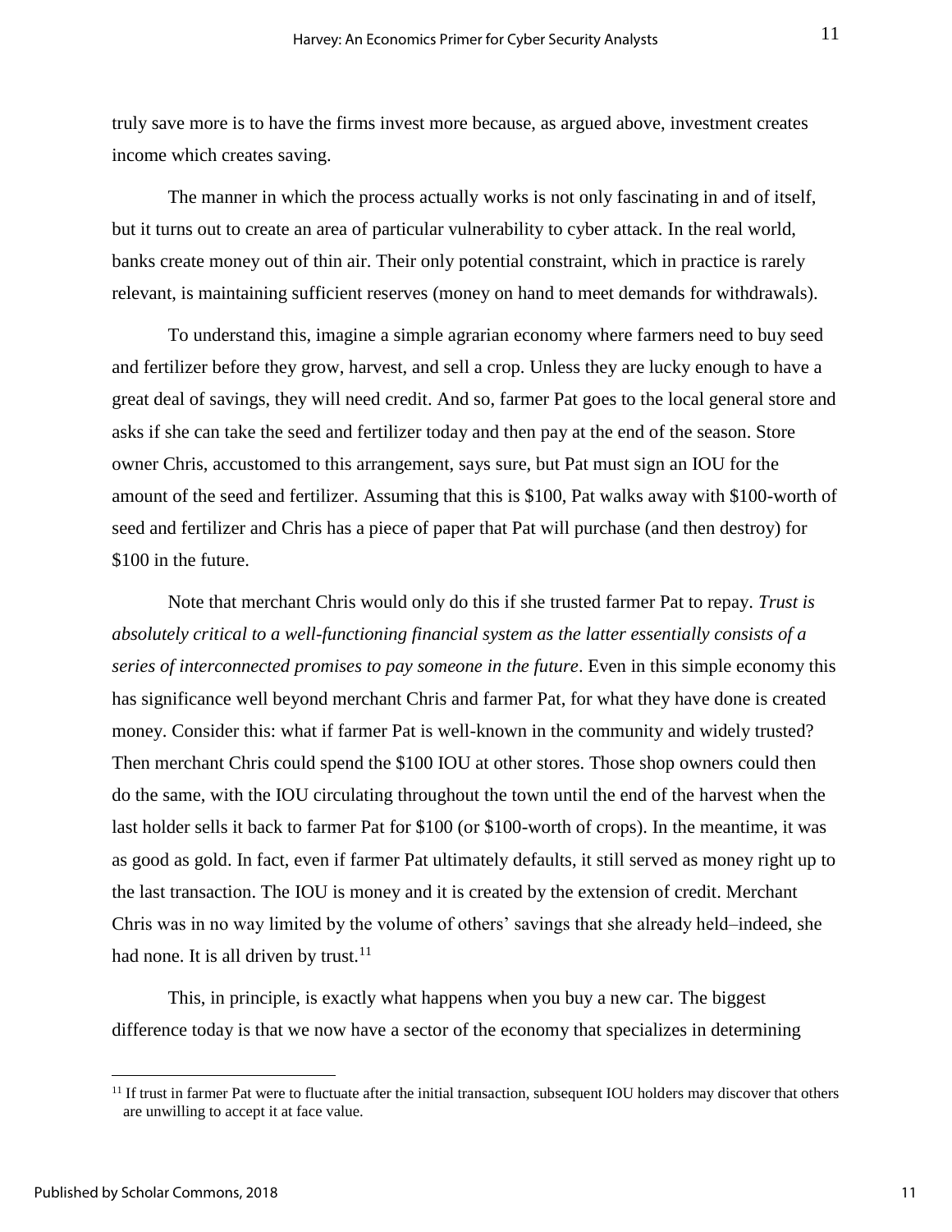truly save more is to have the firms invest more because, as argued above, investment creates income which creates saving.

The manner in which the process actually works is not only fascinating in and of itself, but it turns out to create an area of particular vulnerability to cyber attack. In the real world, banks create money out of thin air. Their only potential constraint, which in practice is rarely relevant, is maintaining sufficient reserves (money on hand to meet demands for withdrawals).

To understand this, imagine a simple agrarian economy where farmers need to buy seed and fertilizer before they grow, harvest, and sell a crop. Unless they are lucky enough to have a great deal of savings, they will need credit. And so, farmer Pat goes to the local general store and asks if she can take the seed and fertilizer today and then pay at the end of the season. Store owner Chris, accustomed to this arrangement, says sure, but Pat must sign an IOU for the amount of the seed and fertilizer. Assuming that this is $100, Pat walks away with $100-worth of seed and fertilizer and Chris has a piece of paper that Pat will purchase (and then destroy) for $100 in the future.

Note that merchant Chris would only do this if she trusted farmer Pat to repay. *Trust is absolutely critical to a well-functioning financial system as the latter essentially consists of a series of interconnected promises to pay someone in the future*. Even in this simple economy this has significance well beyond merchant Chris and farmer Pat, for what they have done is created money. Consider this: what if farmer Pat is well-known in the community and widely trusted? Then merchant Chris could spend the $100 IOU at other stores. Those shop owners could then do the same, with the IOU circulating throughout the town until the end of the harvest when the last holder sells it back to farmer Pat for $100 (or $100-worth of crops). In the meantime, it was as good as gold. In fact, even if farmer Pat ultimately defaults, it still served as money right up to the last transaction. The IOU is money and it is created by the extension of credit. Merchant Chris was in no way limited by the volume of others' savings that she already held–indeed, she had none. It is all driven by trust.[11]

This, in principle, is exactly what happens when you buy a new car. The biggest difference today is that we now have a sector of the economy that specializes in determining

[11] If trust in farmer Pat were to fluctuate after the initial transaction, subsequent IOU holders may discover that others are unwilling to accept it at face value.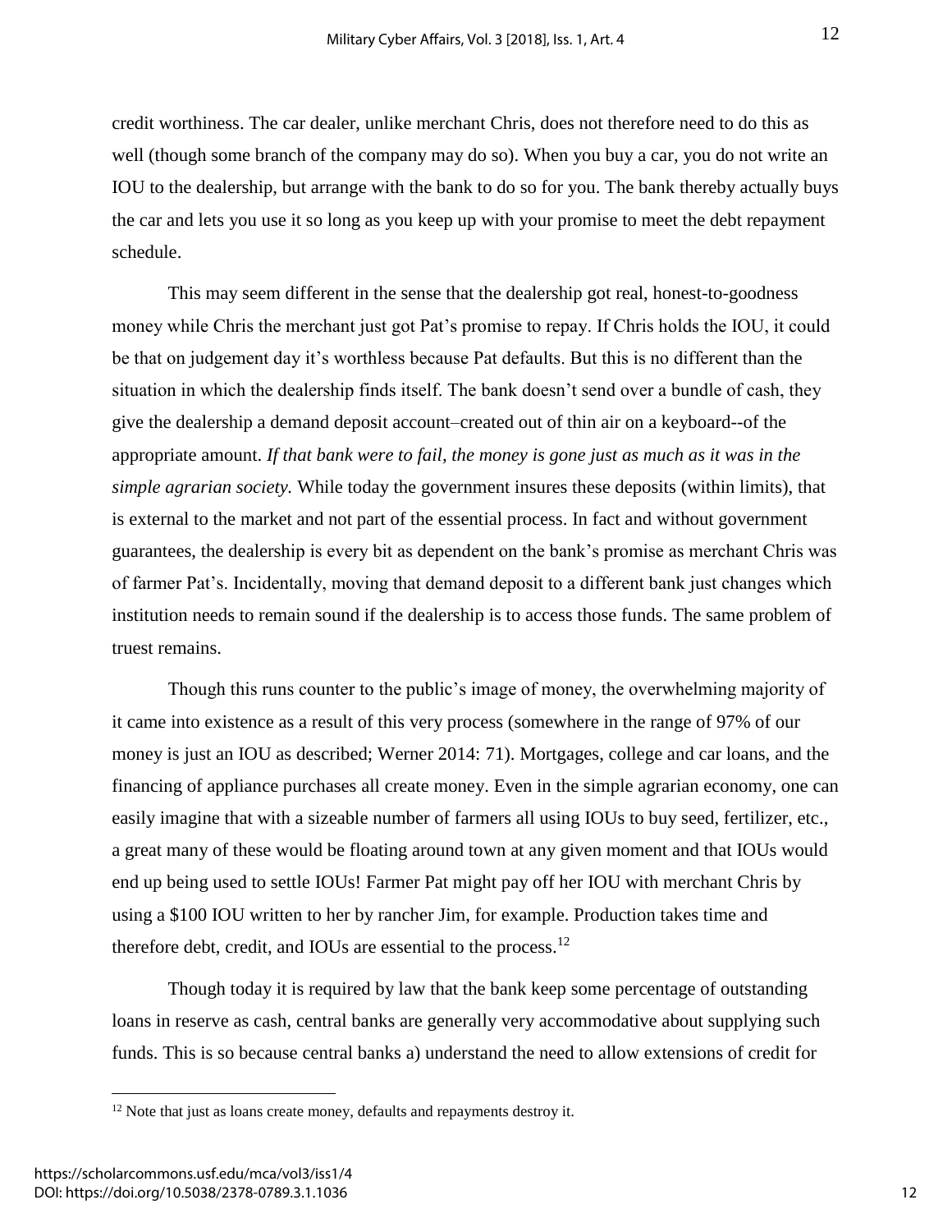credit worthiness. The car dealer, unlike merchant Chris, does not therefore need to do this as well (though some branch of the company may do so). When you buy a car, you do not write an IOU to the dealership, but arrange with the bank to do so for you. The bank thereby actually buys the car and lets you use it so long as you keep up with your promise to meet the debt repayment schedule.

This may seem different in the sense that the dealership got real, honest-to-goodness money while Chris the merchant just got Pat's promise to repay. If Chris holds the IOU, it could be that on judgement day it's worthless because Pat defaults. But this is no different than the situation in which the dealership finds itself. The bank doesn't send over a bundle of cash, they give the dealership a demand deposit account–created out of thin air on a keyboard--of the appropriate amount. *If that bank were to fail, the money is gone just as much as it was in the simple agrarian society.* While today the government insures these deposits (within limits), that is external to the market and not part of the essential process. In fact and without government guarantees, the dealership is every bit as dependent on the bank's promise as merchant Chris was of farmer Pat's. Incidentally, moving that demand deposit to a different bank just changes which institution needs to remain sound if the dealership is to access those funds. The same problem of truest remains.

Though this runs counter to the public's image of money, the overwhelming majority of it came into existence as a result of this very process (somewhere in the range of 97% of our money is just an IOU as described; Werner 2014: 71). Mortgages, college and car loans, and the financing of appliance purchases all create money. Even in the simple agrarian economy, one can easily imagine that with a sizeable number of farmers all using IOUs to buy seed, fertilizer, etc., a great many of these would be floating around town at any given moment and that IOUs would end up being used to settle IOUs! Farmer Pat might pay off her IOU with merchant Chris by using a $100 IOU written to her by rancher Jim, for example. Production takes time and therefore debt, credit, and IOUs are essential to the process.[12]

Though today it is required by law that the bank keep some percentage of outstanding loans in reserve as cash, central banks are generally very accommodative about supplying such funds. This is so because central banks a) understand the need to allow extensions of credit for

[12] Note that just as loans create money, defaults and repayments destroy it.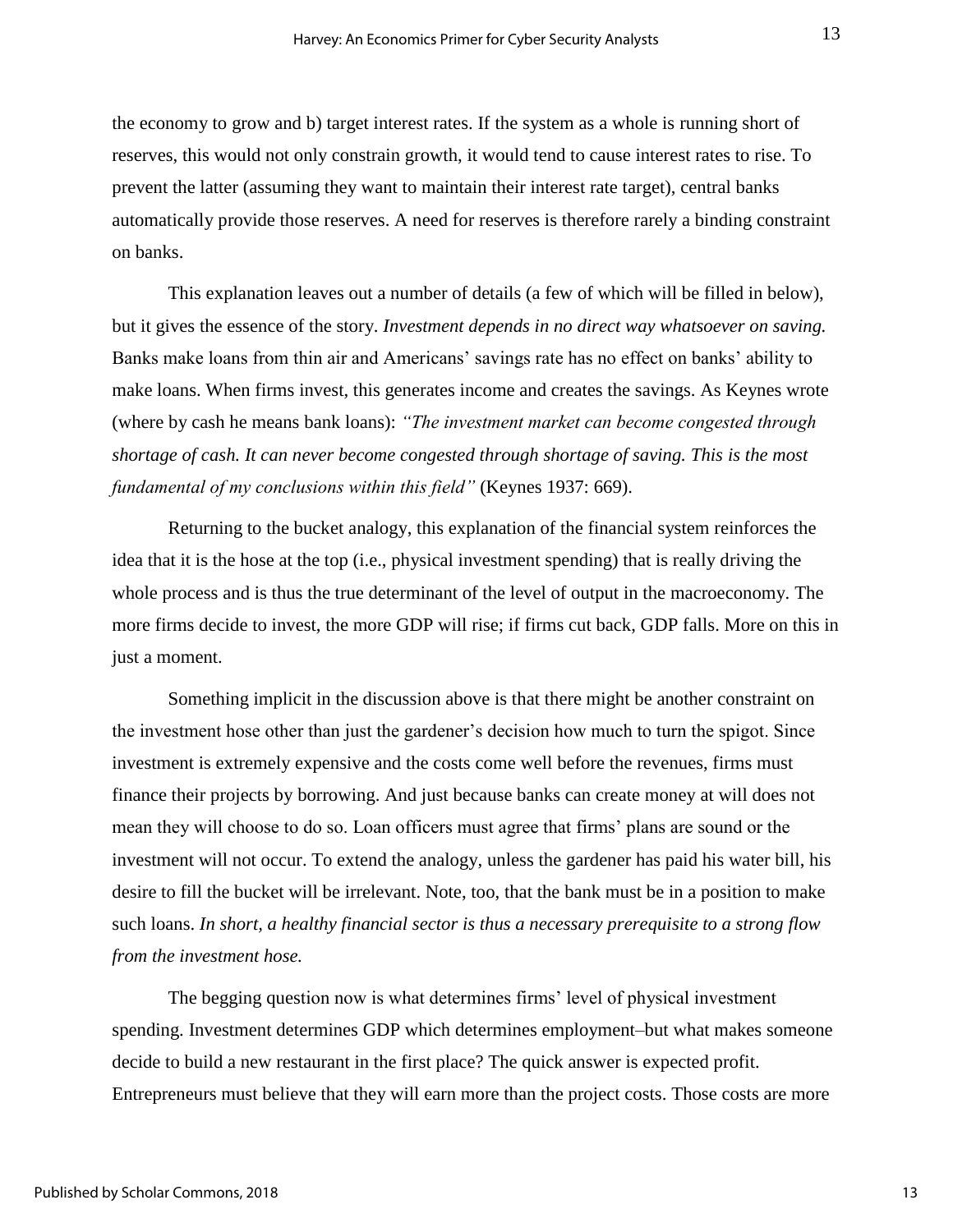the economy to grow and b) target interest rates. If the system as a whole is running short of reserves, this would not only constrain growth, it would tend to cause interest rates to rise. To prevent the latter (assuming they want to maintain their interest rate target), central banks automatically provide those reserves. A need for reserves is therefore rarely a binding constraint on banks.

This explanation leaves out a number of details (a few of which will be filled in below), but it gives the essence of the story. *Investment depends in no direct way whatsoever on saving.* Banks make loans from thin air and Americans' savings rate has no effect on banks' ability to make loans. When firms invest, this generates income and creates the savings. As Keynes wrote (where by cash he means bank loans): *"The investment market can become congested through shortage of cash. It can never become congested through shortage of saving. This is the most fundamental of my conclusions within this field"* (Keynes 1937: 669).

Returning to the bucket analogy, this explanation of the financial system reinforces the idea that it is the hose at the top (i.e., physical investment spending) that is really driving the whole process and is thus the true determinant of the level of output in the macroeconomy. The more firms decide to invest, the more GDP will rise; if firms cut back, GDP falls. More on this in just a moment.

Something implicit in the discussion above is that there might be another constraint on the investment hose other than just the gardener's decision how much to turn the spigot. Since investment is extremely expensive and the costs come well before the revenues, firms must finance their projects by borrowing. And just because banks can create money at will does not mean they will choose to do so. Loan officers must agree that firms' plans are sound or the investment will not occur. To extend the analogy, unless the gardener has paid his water bill, his desire to fill the bucket will be irrelevant. Note, too, that the bank must be in a position to make such loans. *In short, a healthy financial sector is thus a necessary prerequisite to a strong flow from the investment hose.*

The begging question now is what determines firms' level of physical investment spending. Investment determines GDP which determines employment–but what makes someone decide to build a new restaurant in the first place? The quick answer is expected profit. Entrepreneurs must believe that they will earn more than the project costs. Those costs are more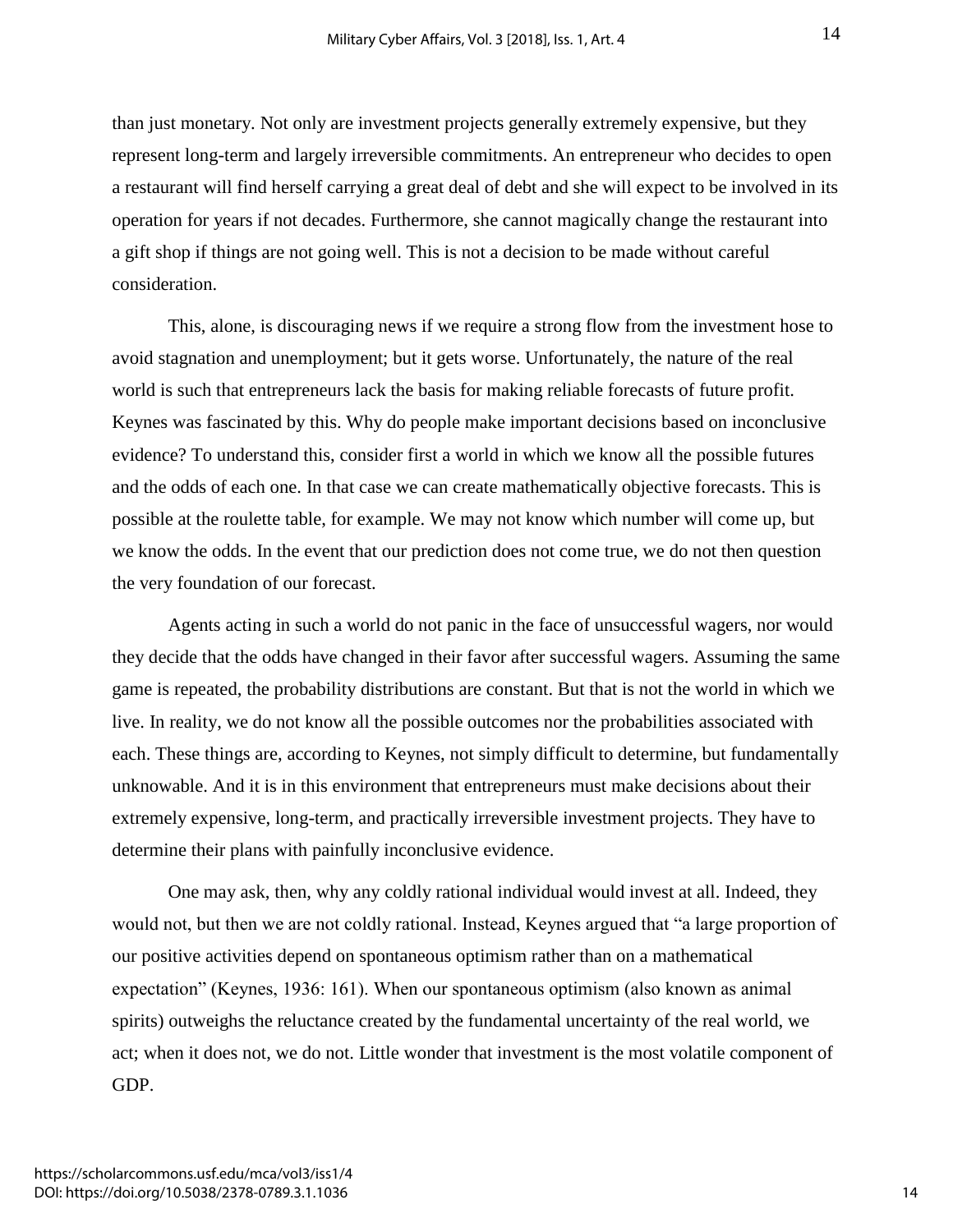than just monetary. Not only are investment projects generally extremely expensive, but they represent long-term and largely irreversible commitments. An entrepreneur who decides to open a restaurant will find herself carrying a great deal of debt and she will expect to be involved in its operation for years if not decades. Furthermore, she cannot magically change the restaurant into a gift shop if things are not going well. This is not a decision to be made without careful consideration.

This, alone, is discouraging news if we require a strong flow from the investment hose to avoid stagnation and unemployment; but it gets worse. Unfortunately, the nature of the real world is such that entrepreneurs lack the basis for making reliable forecasts of future profit. Keynes was fascinated by this. Why do people make important decisions based on inconclusive evidence? To understand this, consider first a world in which we know all the possible futures and the odds of each one. In that case we can create mathematically objective forecasts. This is possible at the roulette table, for example. We may not know which number will come up, but we know the odds. In the event that our prediction does not come true, we do not then question the very foundation of our forecast.

Agents acting in such a world do not panic in the face of unsuccessful wagers, nor would they decide that the odds have changed in their favor after successful wagers. Assuming the same game is repeated, the probability distributions are constant. But that is not the world in which we live. In reality, we do not know all the possible outcomes nor the probabilities associated with each. These things are, according to Keynes, not simply difficult to determine, but fundamentally unknowable. And it is in this environment that entrepreneurs must make decisions about their extremely expensive, long-term, and practically irreversible investment projects. They have to determine their plans with painfully inconclusive evidence.

One may ask, then, why any coldly rational individual would invest at all. Indeed, they would not, but then we are not coldly rational. Instead, Keynes argued that "a large proportion of our positive activities depend on spontaneous optimism rather than on a mathematical expectation" (Keynes, 1936: 161). When our spontaneous optimism (also known as animal spirits) outweighs the reluctance created by the fundamental uncertainty of the real world, we act; when it does not, we do not. Little wonder that investment is the most volatile component of GDP.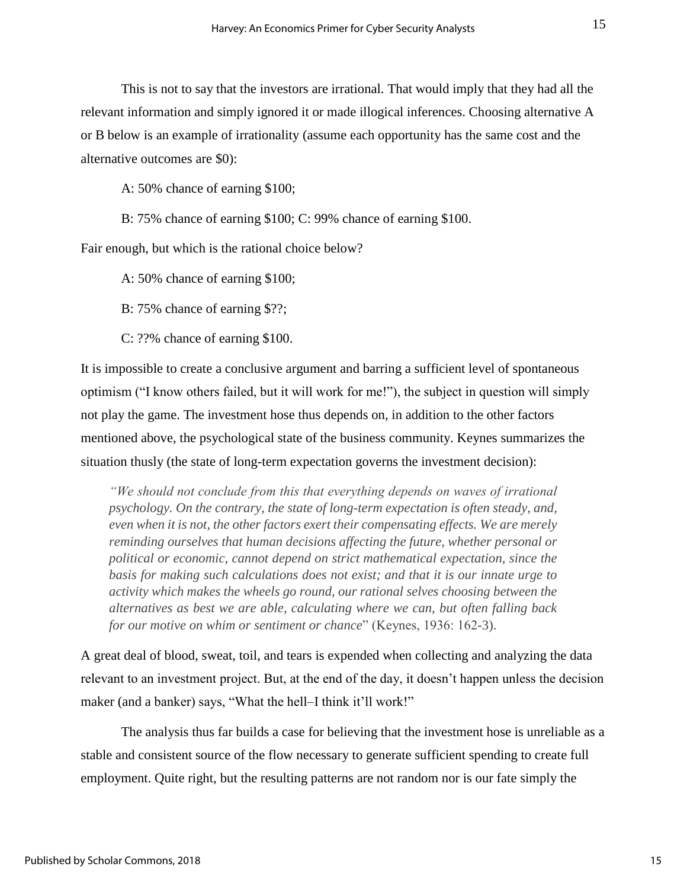This is not to say that the investors are irrational. That would imply that they had all the relevant information and simply ignored it or made illogical inferences. Choosing alternative A or B below is an example of irrationality (assume each opportunity has the same cost and the alternative outcomes are $0):

A: 50% chance of earning $100;

B: 75% chance of earning $100; C: 99% chance of earning $100.

Fair enough, but which is the rational choice below?

A: 50% chance of earning $100;

B: 75% chance of earning $??;

C: ??% chance of earning $100.

It is impossible to create a conclusive argument and barring a sufficient level of spontaneous optimism ("I know others failed, but it will work for me!"), the subject in question will simply not play the game. The investment hose thus depends on, in addition to the other factors mentioned above, the psychological state of the business community. Keynes summarizes the situation thusly (the state of long-term expectation governs the investment decision):

> *"We should not conclude from this that everything depends on waves of irrational psychology. On the contrary, the state of long-term expectation is often steady, and, even when it is not, the other factors exert their compensating effects. We are merely reminding ourselves that human decisions affecting the future, whether personal or political or economic, cannot depend on strict mathematical expectation, since the basis for making such calculations does not exist; and that it is our innate urge to activity which makes the wheels go round, our rational selves choosing between the alternatives as best we are able, calculating where we can, but often falling back for our motive on whim or sentiment or chance*" (Keynes, 1936: 162-3).

A great deal of blood, sweat, toil, and tears is expended when collecting and analyzing the data relevant to an investment project. But, at the end of the day, it doesn't happen unless the decision maker (and a banker) says, "What the hell–I think it'll work!"

The analysis thus far builds a case for believing that the investment hose is unreliable as a stable and consistent source of the flow necessary to generate sufficient spending to create full employment. Quite right, but the resulting patterns are not random nor is our fate simply the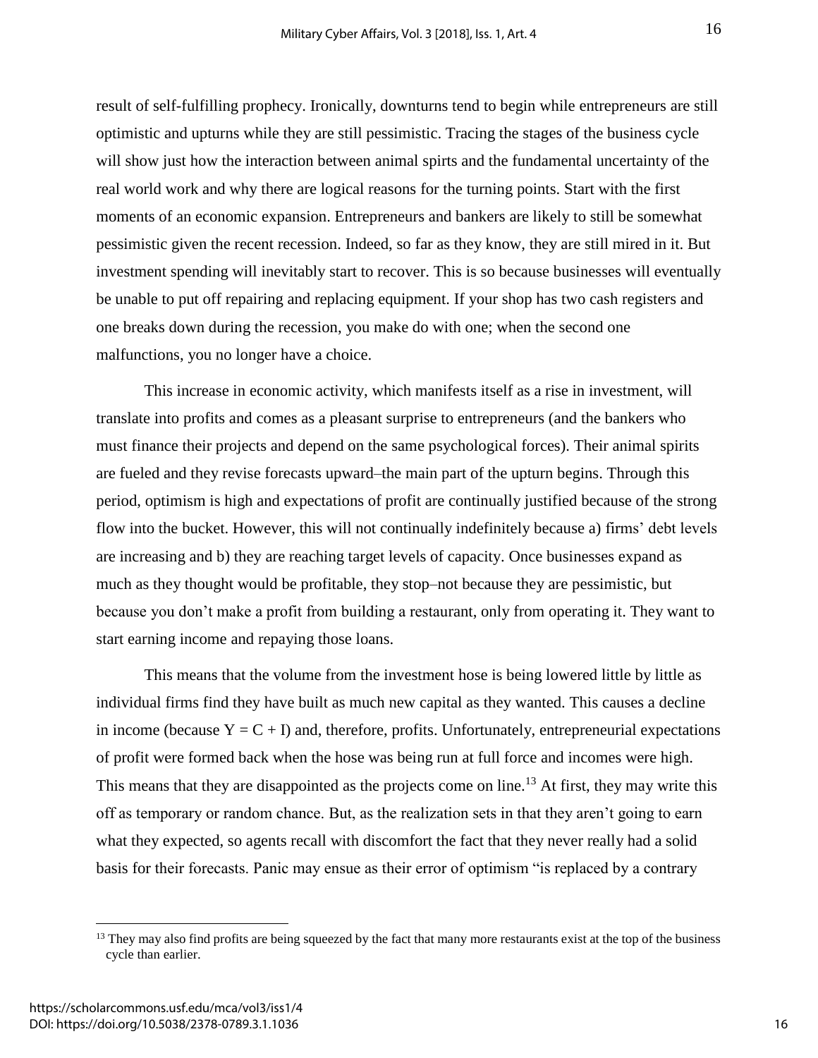result of self-fulfilling prophecy. Ironically, downturns tend to begin while entrepreneurs are still optimistic and upturns while they are still pessimistic. Tracing the stages of the business cycle will show just how the interaction between animal spirts and the fundamental uncertainty of the real world work and why there are logical reasons for the turning points. Start with the first moments of an economic expansion. Entrepreneurs and bankers are likely to still be somewhat pessimistic given the recent recession. Indeed, so far as they know, they are still mired in it. But investment spending will inevitably start to recover. This is so because businesses will eventually be unable to put off repairing and replacing equipment. If your shop has two cash registers and one breaks down during the recession, you make do with one; when the second one malfunctions, you no longer have a choice.

This increase in economic activity, which manifests itself as a rise in investment, will translate into profits and comes as a pleasant surprise to entrepreneurs (and the bankers who must finance their projects and depend on the same psychological forces). Their animal spirits are fueled and they revise forecasts upward–the main part of the upturn begins. Through this period, optimism is high and expectations of profit are continually justified because of the strong flow into the bucket. However, this will not continually indefinitely because a) firms' debt levels are increasing and b) they are reaching target levels of capacity. Once businesses expand as much as they thought would be profitable, they stop–not because they are pessimistic, but because you don't make a profit from building a restaurant, only from operating it. They want to start earning income and repaying those loans.

This means that the volume from the investment hose is being lowered little by little as individual firms find they have built as much new capital as they wanted. This causes a decline in income (because $Y = C + I$) and, therefore, profits. Unfortunately, entrepreneurial expectations of profit were formed back when the hose was being run at full force and incomes were high. This means that they are disappointed as the projects come on line.[13] At first, they may write this off as temporary or random chance. But, as the realization sets in that they aren't going to earn what they expected, so agents recall with discomfort the fact that they never really had a solid basis for their forecasts. Panic may ensue as their error of optimism "is replaced by a contrary

[13] They may also find profits are being squeezed by the fact that many more restaurants exist at the top of the business cycle than earlier.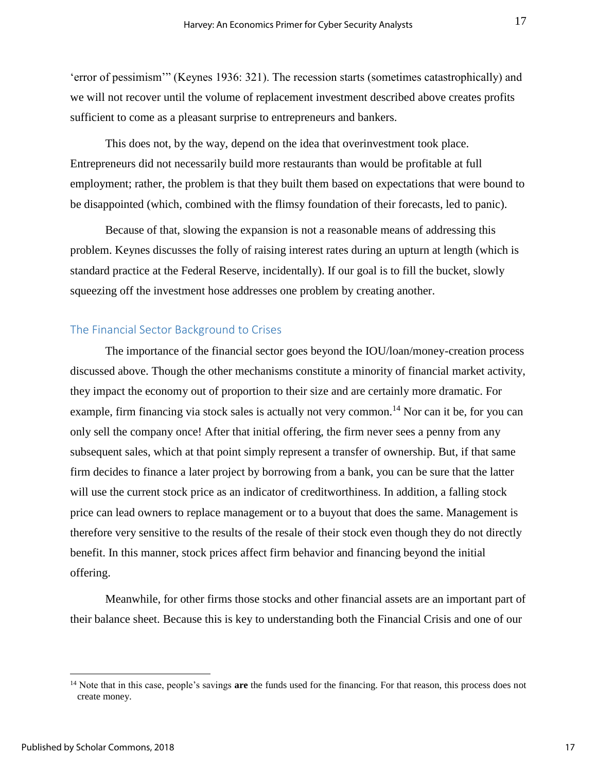'error of pessimism'" (Keynes 1936: 321). The recession starts (sometimes catastrophically) and we will not recover until the volume of replacement investment described above creates profits sufficient to come as a pleasant surprise to entrepreneurs and bankers.

This does not, by the way, depend on the idea that overinvestment took place. Entrepreneurs did not necessarily build more restaurants than would be profitable at full employment; rather, the problem is that they built them based on expectations that were bound to be disappointed (which, combined with the flimsy foundation of their forecasts, led to panic).

Because of that, slowing the expansion is not a reasonable means of addressing this problem. Keynes discusses the folly of raising interest rates during an upturn at length (which is standard practice at the Federal Reserve, incidentally). If our goal is to fill the bucket, slowly squeezing off the investment hose addresses one problem by creating another.

## The Financial Sector Background to Crises

The importance of the financial sector goes beyond the IOU/loan/money-creation process discussed above. Though the other mechanisms constitute a minority of financial market activity, they impact the economy out of proportion to their size and are certainly more dramatic. For example, firm financing via stock sales is actually not very common.[14] Nor can it be, for you can only sell the company once! After that initial offering, the firm never sees a penny from any subsequent sales, which at that point simply represent a transfer of ownership. But, if that same firm decides to finance a later project by borrowing from a bank, you can be sure that the latter will use the current stock price as an indicator of creditworthiness. In addition, a falling stock price can lead owners to replace management or to a buyout that does the same. Management is therefore very sensitive to the results of the resale of their stock even though they do not directly benefit. In this manner, stock prices affect firm behavior and financing beyond the initial offering.

Meanwhile, for other firms those stocks and other financial assets are an important part of their balance sheet. Because this is key to understanding both the Financial Crisis and one of our

[14] Note that in this case, people's savings **are** the funds used for the financing. For that reason, this process does not create money.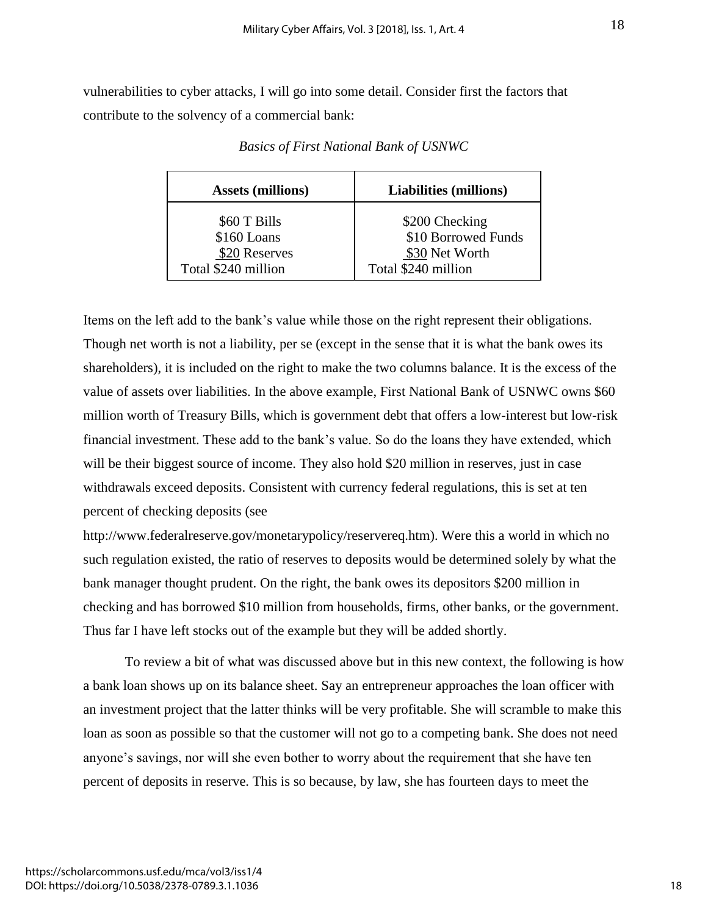vulnerabilities to cyber attacks, I will go into some detail. Consider first the factors that contribute to the solvency of a commercial bank:

*Basics of First National Bank of USNWC*

| **Assets (millions)** | **Liabilities (millions)** |
|---|---|
| $60 T Bills | $200 Checking |
| $160 Loans | $10 Borrowed Funds |
| $20 Reserves | $30 Net Worth |
| Total $240 million | Total $240 million |

Items on the left add to the bank's value while those on the right represent their obligations. Though net worth is not a liability, per se (except in the sense that it is what the bank owes its shareholders), it is included on the right to make the two columns balance. It is the excess of the value of assets over liabilities. In the above example, First National Bank of USNWC owns $60 million worth of Treasury Bills, which is government debt that offers a low-interest but low-risk financial investment. These add to the bank's value. So do the loans they have extended, which will be their biggest source of income. They also hold $20 million in reserves, just in case withdrawals exceed deposits. Consistent with currency federal regulations, this is set at ten percent of checking deposits (see http://www.federalreserve.gov/monetarypolicy/reservereq.htm). Were this a world in which no such regulation existed, the ratio of reserves to deposits would be determined solely by what the bank manager thought prudent. On the right, the bank owes its depositors $200 million in checking and has borrowed $10 million from households, firms, other banks, or the government. Thus far I have left stocks out of the example but they will be added shortly.

To review a bit of what was discussed above but in this new context, the following is how a bank loan shows up on its balance sheet. Say an entrepreneur approaches the loan officer with an investment project that the latter thinks will be very profitable. She will scramble to make this loan as soon as possible so that the customer will not go to a competing bank. She does not need anyone's savings, nor will she even bother to worry about the requirement that she have ten percent of deposits in reserve. This is so because, by law, she has fourteen days to meet the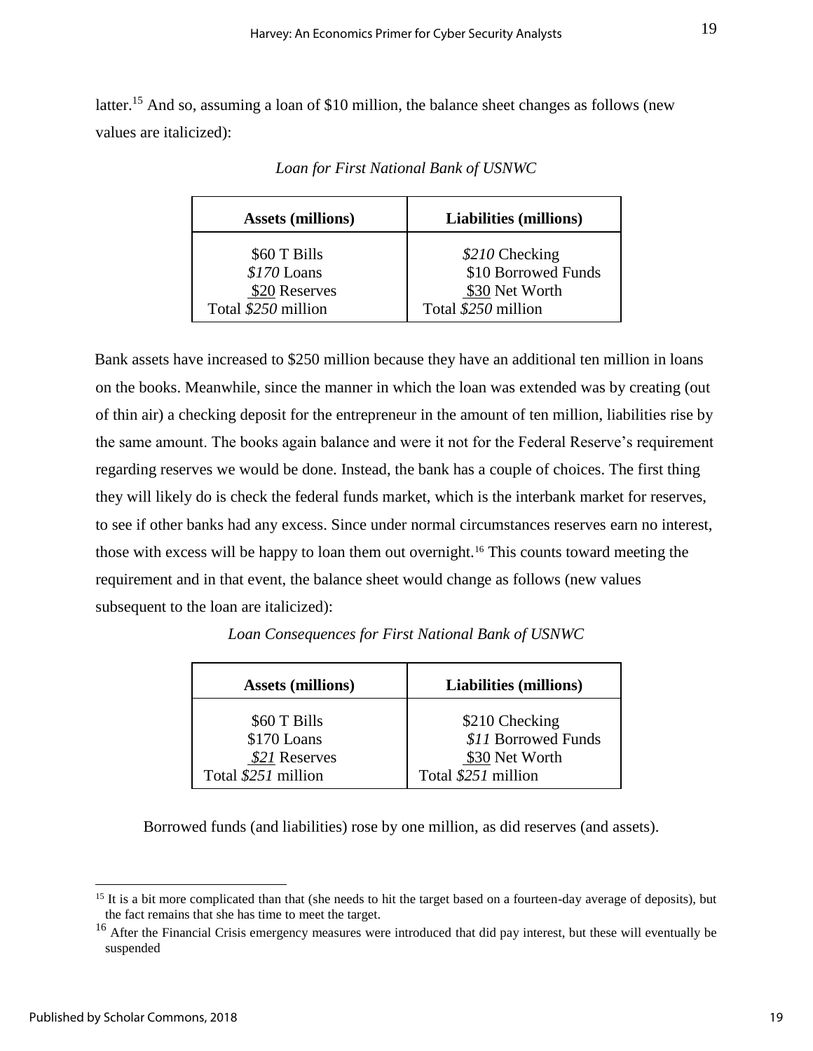latter.[15] And so, assuming a loan of $10 million, the balance sheet changes as follows (new values are italicized):

*Loan for First National Bank of USNWC*

| Assets (millions) | Liabilities (millions) |
|---|---|
| $60 T Bills | *$210* Checking |
| *$170* Loans | $10 Borrowed Funds |
| $20 Reserves | $30 Net Worth |
| Total *$250* million | Total *$250* million |

Bank assets have increased to $250 million because they have an additional ten million in loans on the books. Meanwhile, since the manner in which the loan was extended was by creating (out of thin air) a checking deposit for the entrepreneur in the amount of ten million, liabilities rise by the same amount. The books again balance and were it not for the Federal Reserve's requirement regarding reserves we would be done. Instead, the bank has a couple of choices. The first thing they will likely do is check the federal funds market, which is the interbank market for reserves, to see if other banks had any excess. Since under normal circumstances reserves earn no interest, those with excess will be happy to loan them out overnight.[16] This counts toward meeting the requirement and in that event, the balance sheet would change as follows (new values subsequent to the loan are italicized):

*Loan Consequences for First National Bank of USNWC*

| Assets (millions) | Liabilities (millions) |
|---|---|
| $60 T Bills | $210 Checking |
| $170 Loans | *$11* Borrowed Funds |
| *$21* Reserves | $30 Net Worth |
| Total *$251* million | Total *$251* million |

Borrowed funds (and liabilities) rose by one million, as did reserves (and assets).

[15] It is a bit more complicated than that (she needs to hit the target based on a fourteen-day average of deposits), but the fact remains that she has time to meet the target.

[16] After the Financial Crisis emergency measures were introduced that did pay interest, but these will eventually be suspended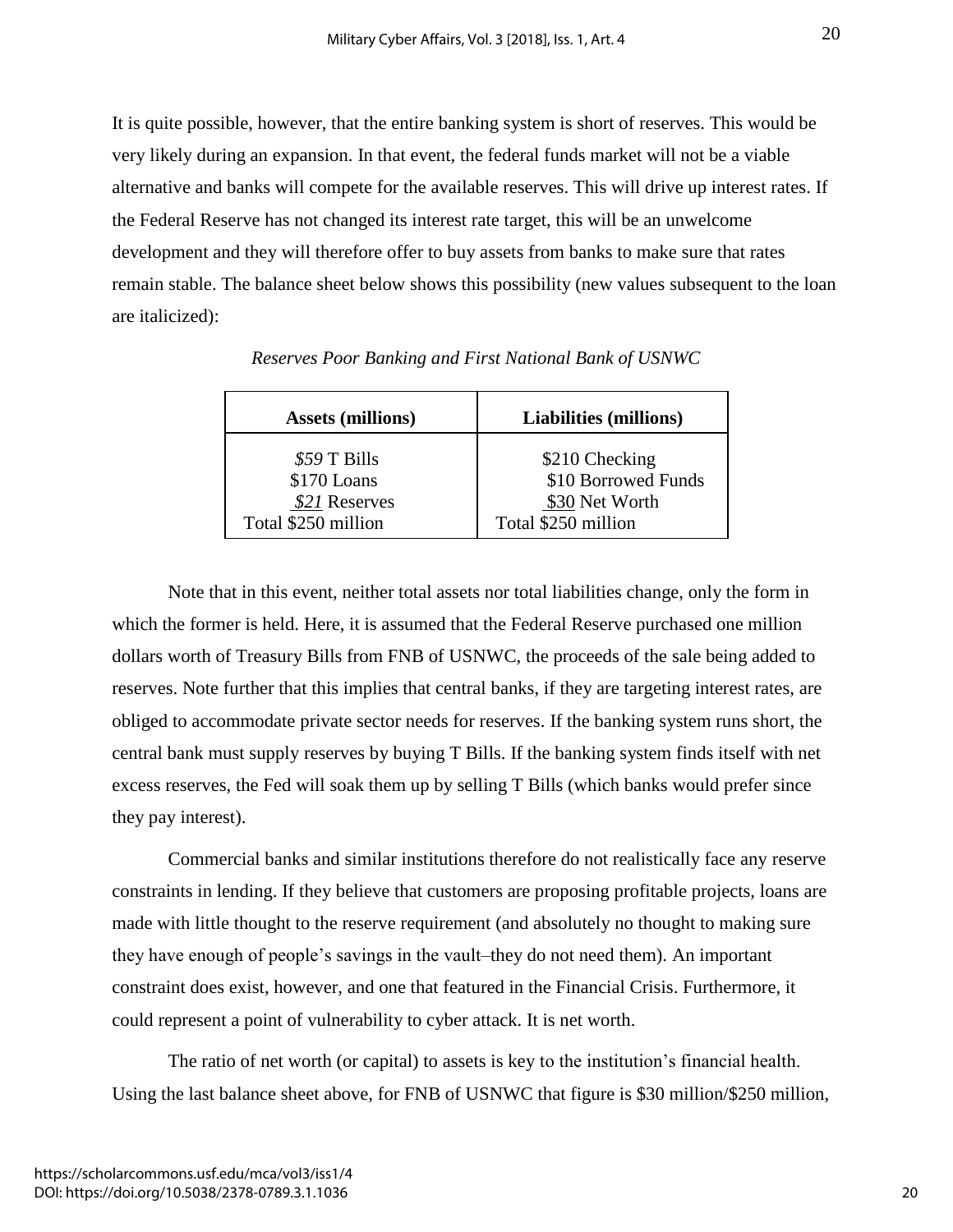It is quite possible, however, that the entire banking system is short of reserves. This would be very likely during an expansion. In that event, the federal funds market will not be a viable alternative and banks will compete for the available reserves. This will drive up interest rates. If the Federal Reserve has not changed its interest rate target, this will be an unwelcome development and they will therefore offer to buy assets from banks to make sure that rates remain stable. The balance sheet below shows this possibility (new values subsequent to the loan are italicized):

*Reserves Poor Banking and First National Bank of USNWC*

| Assets (millions) | Liabilities (millions) |
|---|---|
| *$59* T Bills | $210 Checking |
| $170 Loans | $10 Borrowed Funds |
| *$21* Reserves | $30 Net Worth |
| Total $250 million | Total $250 million |

Note that in this event, neither total assets nor total liabilities change, only the form in which the former is held. Here, it is assumed that the Federal Reserve purchased one million dollars worth of Treasury Bills from FNB of USNWC, the proceeds of the sale being added to reserves. Note further that this implies that central banks, if they are targeting interest rates, are obliged to accommodate private sector needs for reserves. If the banking system runs short, the central bank must supply reserves by buying T Bills. If the banking system finds itself with net excess reserves, the Fed will soak them up by selling T Bills (which banks would prefer since they pay interest).

Commercial banks and similar institutions therefore do not realistically face any reserve constraints in lending. If they believe that customers are proposing profitable projects, loans are made with little thought to the reserve requirement (and absolutely no thought to making sure they have enough of people's savings in the vault–they do not need them). An important constraint does exist, however, and one that featured in the Financial Crisis. Furthermore, it could represent a point of vulnerability to cyber attack. It is net worth.

The ratio of net worth (or capital) to assets is key to the institution's financial health. Using the last balance sheet above, for FNB of USNWC that figure is $30 million/$250 million,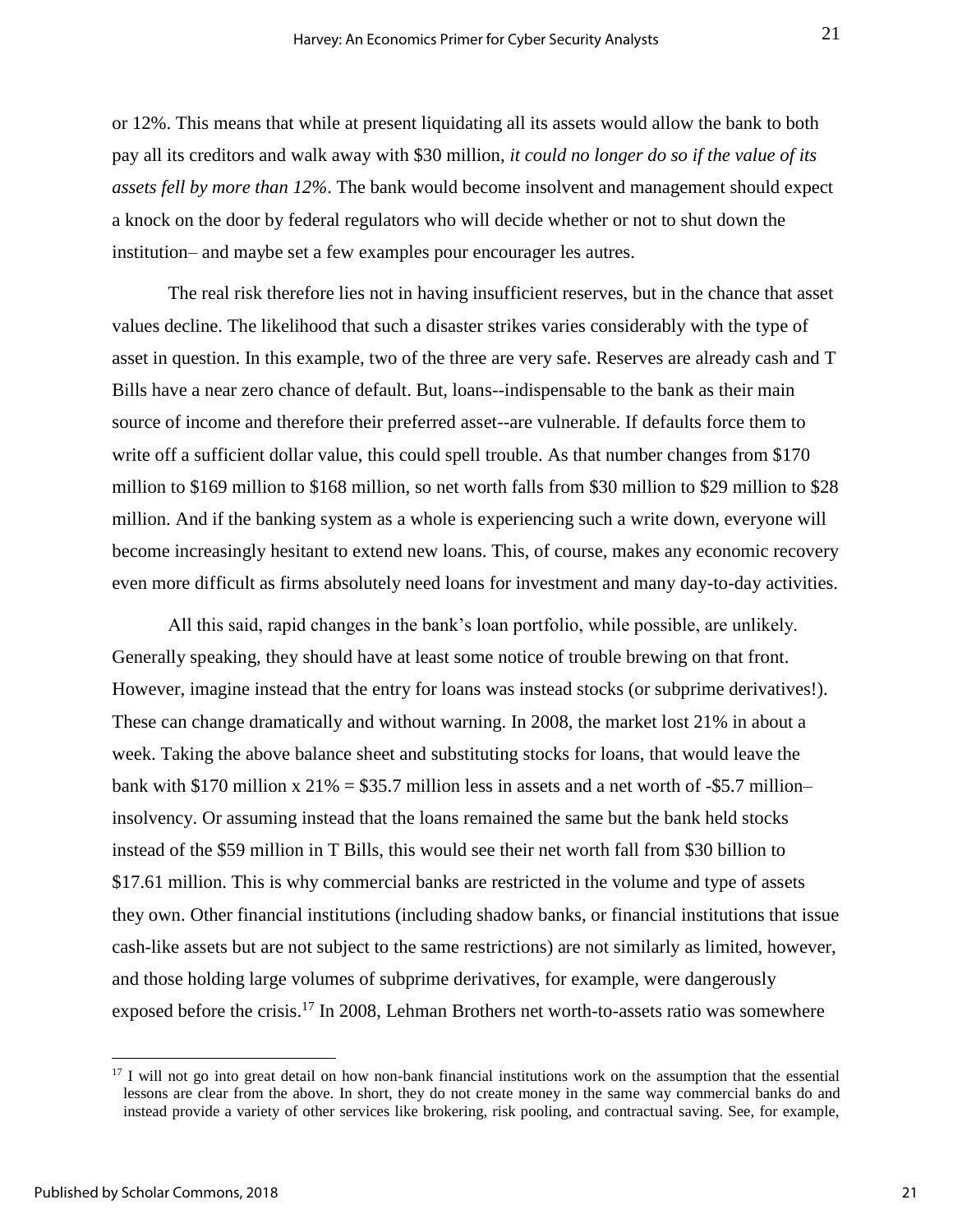or 12%. This means that while at present liquidating all its assets would allow the bank to both pay all its creditors and walk away with $30 million, *it could no longer do so if the value of its assets fell by more than 12%*. The bank would become insolvent and management should expect a knock on the door by federal regulators who will decide whether or not to shut down the institution– and maybe set a few examples pour encourager les autres.

The real risk therefore lies not in having insufficient reserves, but in the chance that asset values decline. The likelihood that such a disaster strikes varies considerably with the type of asset in question. In this example, two of the three are very safe. Reserves are already cash and T Bills have a near zero chance of default. But, loans--indispensable to the bank as their main source of income and therefore their preferred asset--are vulnerable. If defaults force them to write off a sufficient dollar value, this could spell trouble. As that number changes from $170 million to $169 million to $168 million, so net worth falls from $30 million to $29 million to $28 million. And if the banking system as a whole is experiencing such a write down, everyone will become increasingly hesitant to extend new loans. This, of course, makes any economic recovery even more difficult as firms absolutely need loans for investment and many day-to-day activities.

All this said, rapid changes in the bank's loan portfolio, while possible, are unlikely. Generally speaking, they should have at least some notice of trouble brewing on that front. However, imagine instead that the entry for loans was instead stocks (or subprime derivatives!). These can change dramatically and without warning. In 2008, the market lost 21% in about a week. Taking the above balance sheet and substituting stocks for loans, that would leave the bank with $170 million x 21% = $35.7 million less in assets and a net worth of -$5.7 million– insolvency. Or assuming instead that the loans remained the same but the bank held stocks instead of the $59 million in T Bills, this would see their net worth fall from $30 billion to $17.61 million. This is why commercial banks are restricted in the volume and type of assets they own. Other financial institutions (including shadow banks, or financial institutions that issue cash-like assets but are not subject to the same restrictions) are not similarly as limited, however, and those holding large volumes of subprime derivatives, for example, were dangerously exposed before the crisis.[17] In 2008, Lehman Brothers net worth-to-assets ratio was somewhere

[17] I will not go into great detail on how non-bank financial institutions work on the assumption that the essential lessons are clear from the above. In short, they do not create money in the same way commercial banks do and instead provide a variety of other services like brokering, risk pooling, and contractual saving. See, for example,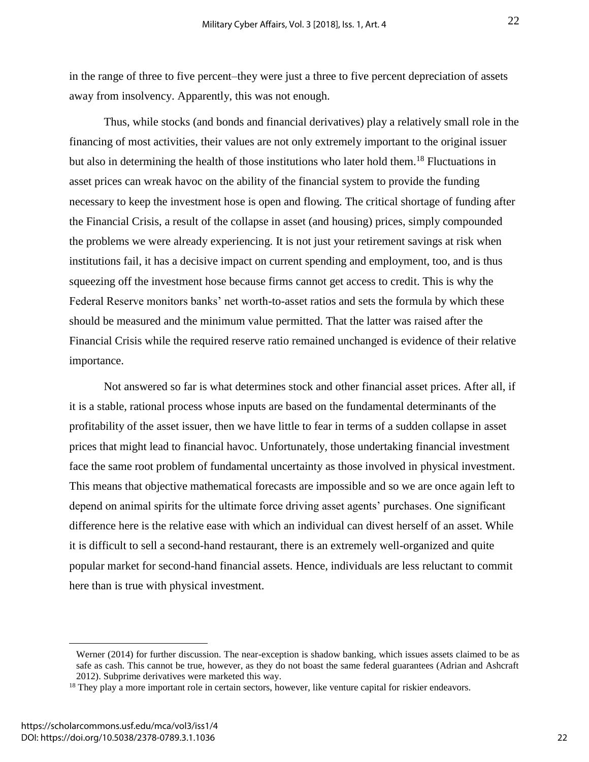in the range of three to five percent–they were just a three to five percent depreciation of assets away from insolvency. Apparently, this was not enough.

Thus, while stocks (and bonds and financial derivatives) play a relatively small role in the financing of most activities, their values are not only extremely important to the original issuer but also in determining the health of those institutions who later hold them.[18] Fluctuations in asset prices can wreak havoc on the ability of the financial system to provide the funding necessary to keep the investment hose is open and flowing. The critical shortage of funding after the Financial Crisis, a result of the collapse in asset (and housing) prices, simply compounded the problems we were already experiencing. It is not just your retirement savings at risk when institutions fail, it has a decisive impact on current spending and employment, too, and is thus squeezing off the investment hose because firms cannot get access to credit. This is why the Federal Reserve monitors banks' net worth-to-asset ratios and sets the formula by which these should be measured and the minimum value permitted. That the latter was raised after the Financial Crisis while the required reserve ratio remained unchanged is evidence of their relative importance.

Not answered so far is what determines stock and other financial asset prices. After all, if it is a stable, rational process whose inputs are based on the fundamental determinants of the profitability of the asset issuer, then we have little to fear in terms of a sudden collapse in asset prices that might lead to financial havoc. Unfortunately, those undertaking financial investment face the same root problem of fundamental uncertainty as those involved in physical investment. This means that objective mathematical forecasts are impossible and so we are once again left to depend on animal spirits for the ultimate force driving asset agents' purchases. One significant difference here is the relative ease with which an individual can divest herself of an asset. While it is difficult to sell a second-hand restaurant, there is an extremely well-organized and quite popular market for second-hand financial assets. Hence, individuals are less reluctant to commit here than is true with physical investment.

---

Werner (2014) for further discussion. The near-exception is shadow banking, which issues assets claimed to be as safe as cash. This cannot be true, however, as they do not boast the same federal guarantees (Adrian and Ashcraft 2012). Subprime derivatives were marketed this way.

[18] They play a more important role in certain sectors, however, like venture capital for riskier endeavors.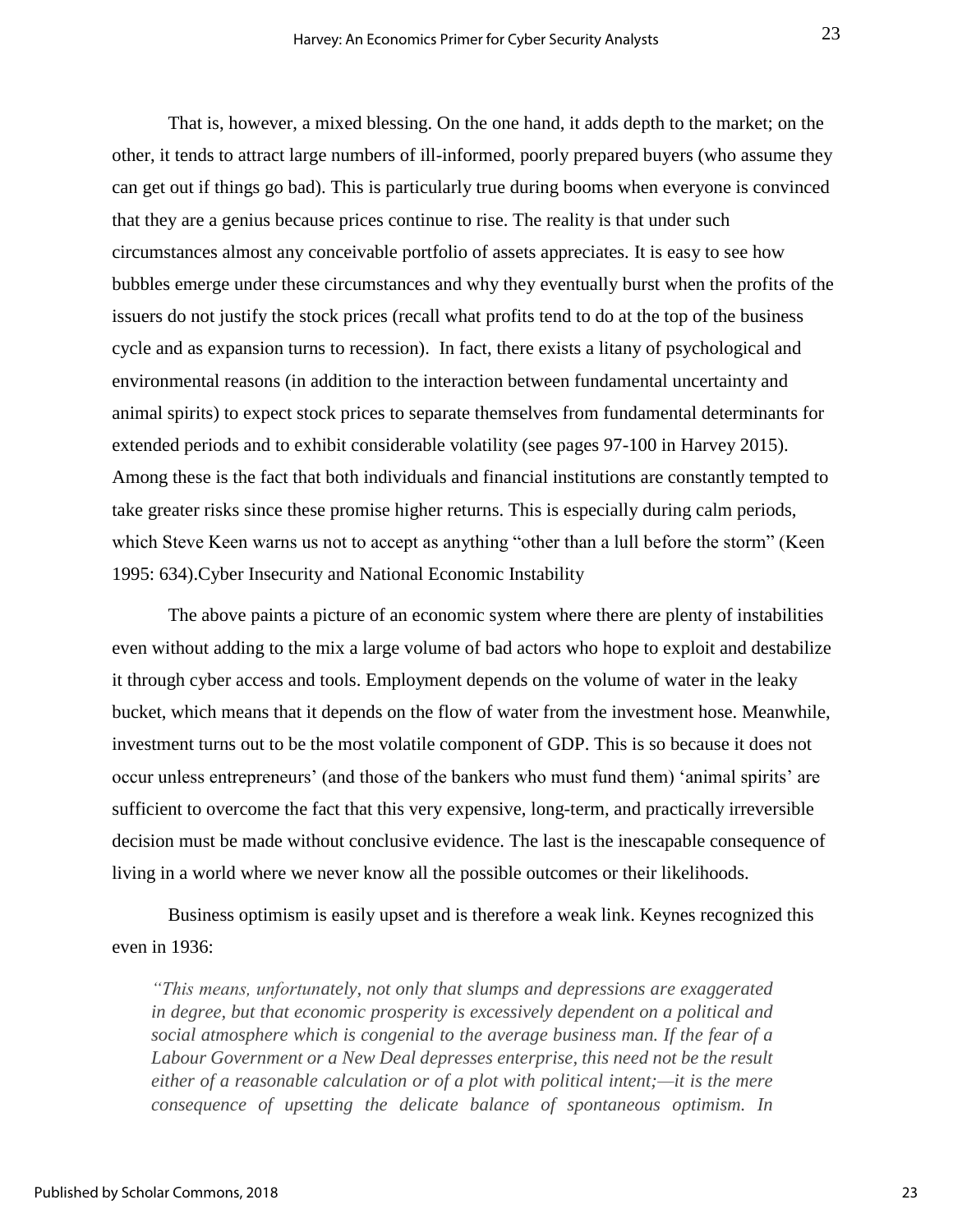That is, however, a mixed blessing. On the one hand, it adds depth to the market; on the other, it tends to attract large numbers of ill-informed, poorly prepared buyers (who assume they can get out if things go bad). This is particularly true during booms when everyone is convinced that they are a genius because prices continue to rise. The reality is that under such circumstances almost any conceivable portfolio of assets appreciates. It is easy to see how bubbles emerge under these circumstances and why they eventually burst when the profits of the issuers do not justify the stock prices (recall what profits tend to do at the top of the business cycle and as expansion turns to recession). In fact, there exists a litany of psychological and environmental reasons (in addition to the interaction between fundamental uncertainty and animal spirits) to expect stock prices to separate themselves from fundamental determinants for extended periods and to exhibit considerable volatility (see pages 97-100 in Harvey 2015). Among these is the fact that both individuals and financial institutions are constantly tempted to take greater risks since these promise higher returns. This is especially during calm periods, which Steve Keen warns us not to accept as anything "other than a lull before the storm" (Keen 1995: 634).

## Cyber Insecurity and National Economic Instability

The above paints a picture of an economic system where there are plenty of instabilities even without adding to the mix a large volume of bad actors who hope to exploit and destabilize it through cyber access and tools. Employment depends on the volume of water in the leaky bucket, which means that it depends on the flow of water from the investment hose. Meanwhile, investment turns out to be the most volatile component of GDP. This is so because it does not occur unless entrepreneurs' (and those of the bankers who must fund them) 'animal spirits' are sufficient to overcome the fact that this very expensive, long-term, and practically irreversible decision must be made without conclusive evidence. The last is the inescapable consequence of living in a world where we never know all the possible outcomes or their likelihoods.

Business optimism is easily upset and is therefore a weak link. Keynes recognized this even in 1936:

> *"This means, unfortunately, not only that slumps and depressions are exaggerated in degree, but that economic prosperity is excessively dependent on a political and social atmosphere which is congenial to the average business man. If the fear of a Labour Government or a New Deal depresses enterprise, this need not be the result either of a reasonable calculation or of a plot with political intent;—it is the mere consequence of upsetting the delicate balance of spontaneous optimism. In*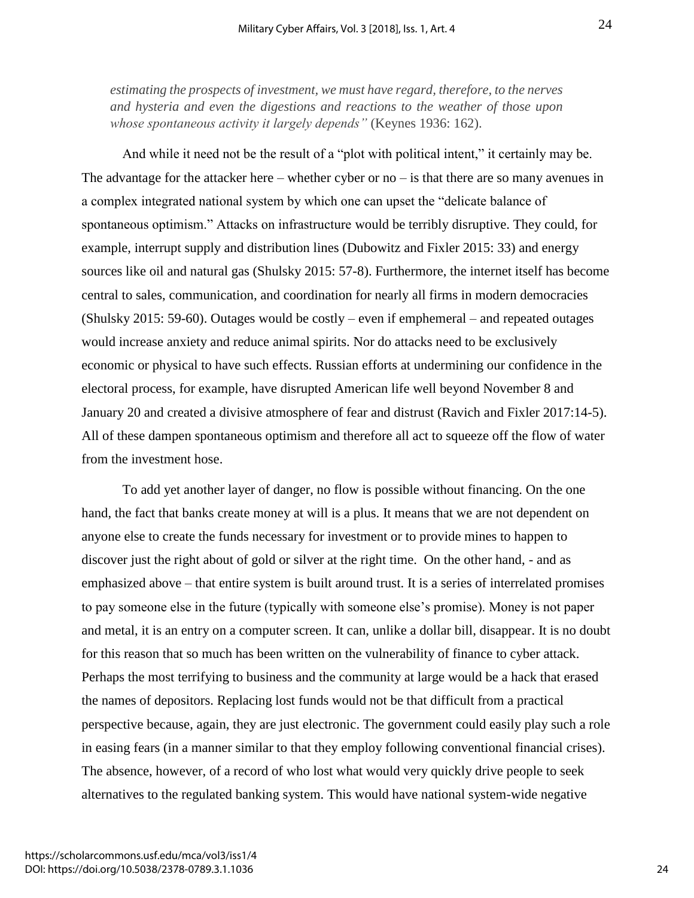*estimating the prospects of investment, we must have regard, therefore, to the nerves and hysteria and even the digestions and reactions to the weather of those upon whose spontaneous activity it largely depends"* (Keynes 1936: 162).

And while it need not be the result of a "plot with political intent," it certainly may be. The advantage for the attacker here – whether cyber or no – is that there are so many avenues in a complex integrated national system by which one can upset the "delicate balance of spontaneous optimism." Attacks on infrastructure would be terribly disruptive. They could, for example, interrupt supply and distribution lines (Dubowitz and Fixler 2015: 33) and energy sources like oil and natural gas (Shulsky 2015: 57-8). Furthermore, the internet itself has become central to sales, communication, and coordination for nearly all firms in modern democracies (Shulsky 2015: 59-60). Outages would be costly – even if emphemeral – and repeated outages would increase anxiety and reduce animal spirits. Nor do attacks need to be exclusively economic or physical to have such effects. Russian efforts at undermining our confidence in the electoral process, for example, have disrupted American life well beyond November 8 and January 20 and created a divisive atmosphere of fear and distrust (Ravich and Fixler 2017:14-5). All of these dampen spontaneous optimism and therefore all act to squeeze off the flow of water from the investment hose.

To add yet another layer of danger, no flow is possible without financing. On the one hand, the fact that banks create money at will is a plus. It means that we are not dependent on anyone else to create the funds necessary for investment or to provide mines to happen to discover just the right about of gold or silver at the right time. On the other hand, - and as emphasized above – that entire system is built around trust. It is a series of interrelated promises to pay someone else in the future (typically with someone else's promise). Money is not paper and metal, it is an entry on a computer screen. It can, unlike a dollar bill, disappear. It is no doubt for this reason that so much has been written on the vulnerability of finance to cyber attack. Perhaps the most terrifying to business and the community at large would be a hack that erased the names of depositors. Replacing lost funds would not be that difficult from a practical perspective because, again, they are just electronic. The government could easily play such a role in easing fears (in a manner similar to that they employ following conventional financial crises). The absence, however, of a record of who lost what would very quickly drive people to seek alternatives to the regulated banking system. This would have national system-wide negative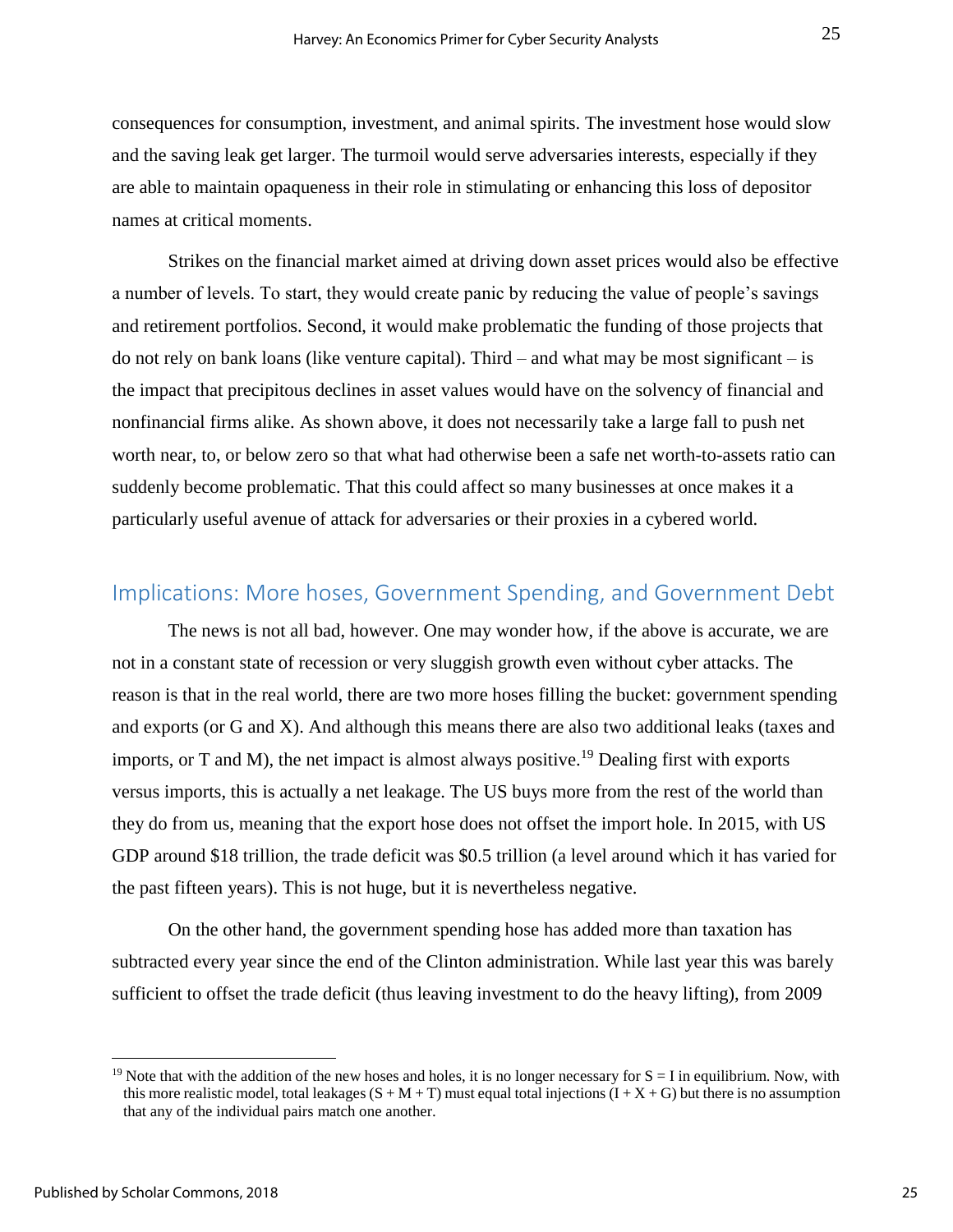consequences for consumption, investment, and animal spirits. The investment hose would slow and the saving leak get larger. The turmoil would serve adversaries interests, especially if they are able to maintain opaqueness in their role in stimulating or enhancing this loss of depositor names at critical moments.

Strikes on the financial market aimed at driving down asset prices would also be effective a number of levels. To start, they would create panic by reducing the value of people's savings and retirement portfolios. Second, it would make problematic the funding of those projects that do not rely on bank loans (like venture capital). Third – and what may be most significant – is the impact that precipitous declines in asset values would have on the solvency of financial and nonfinancial firms alike. As shown above, it does not necessarily take a large fall to push net worth near, to, or below zero so that what had otherwise been a safe net worth-to-assets ratio can suddenly become problematic. That this could affect so many businesses at once makes it a particularly useful avenue of attack for adversaries or their proxies in a cybered world.

## Implications: More hoses, Government Spending, and Government Debt

The news is not all bad, however. One may wonder how, if the above is accurate, we are not in a constant state of recession or very sluggish growth even without cyber attacks. The reason is that in the real world, there are two more hoses filling the bucket: government spending and exports (or G and X). And although this means there are also two additional leaks (taxes and imports, or T and M), the net impact is almost always positive.[19] Dealing first with exports versus imports, this is actually a net leakage. The US buys more from the rest of the world than they do from us, meaning that the export hose does not offset the import hole. In 2015, with US GDP around $18 trillion, the trade deficit was $0.5 trillion (a level around which it has varied for the past fifteen years). This is not huge, but it is nevertheless negative.

On the other hand, the government spending hose has added more than taxation has subtracted every year since the end of the Clinton administration. While last year this was barely sufficient to offset the trade deficit (thus leaving investment to do the heavy lifting), from 2009

---

[19] Note that with the addition of the new hoses and holes, it is no longer necessary for $S = I$ in equilibrium. Now, with this more realistic model, total leakages $(S + M + T)$ must equal total injections $(I + X + G)$ but there is no assumption that any of the individual pairs match one another.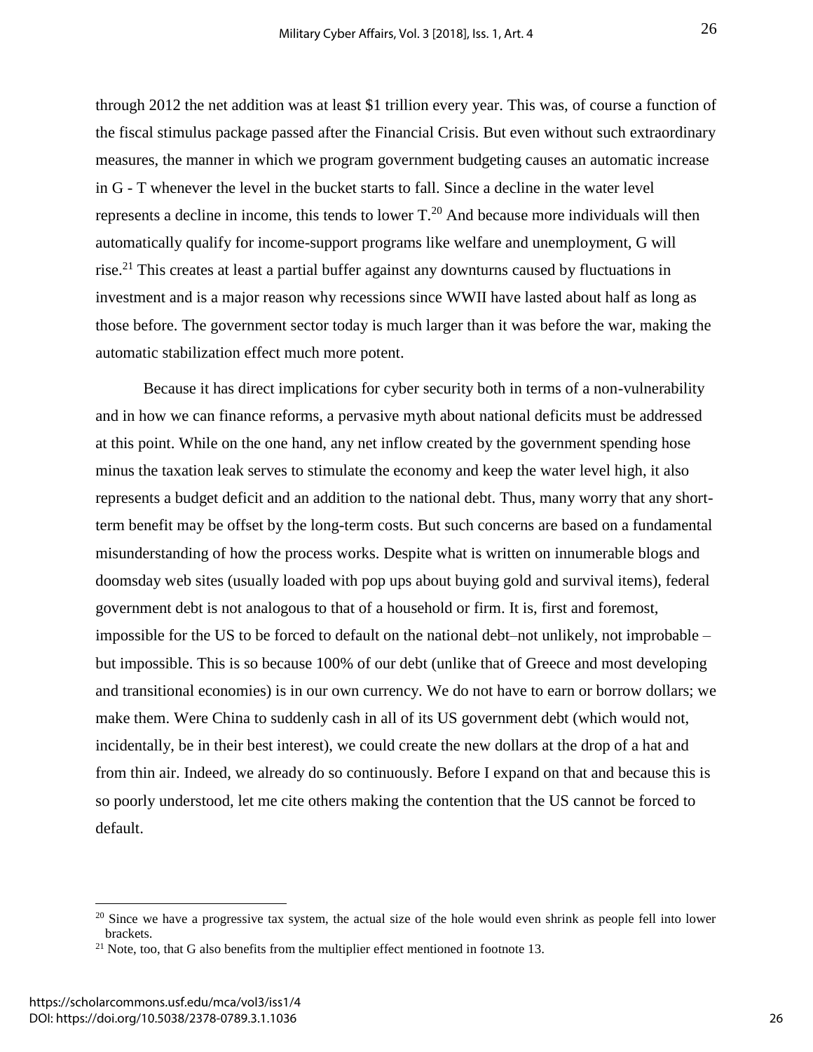through 2012 the net addition was at least $1 trillion every year. This was, of course a function of the fiscal stimulus package passed after the Financial Crisis. But even without such extraordinary measures, the manner in which we program government budgeting causes an automatic increase in G - T whenever the level in the bucket starts to fall. Since a decline in the water level represents a decline in income, this tends to lower T.[20] And because more individuals will then automatically qualify for income-support programs like welfare and unemployment, G will rise.[21] This creates at least a partial buffer against any downturns caused by fluctuations in investment and is a major reason why recessions since WWII have lasted about half as long as those before. The government sector today is much larger than it was before the war, making the automatic stabilization effect much more potent.

Because it has direct implications for cyber security both in terms of a non-vulnerability and in how we can finance reforms, a pervasive myth about national deficits must be addressed at this point. While on the one hand, any net inflow created by the government spending hose minus the taxation leak serves to stimulate the economy and keep the water level high, it also represents a budget deficit and an addition to the national debt. Thus, many worry that any short-term benefit may be offset by the long-term costs. But such concerns are based on a fundamental misunderstanding of how the process works. Despite what is written on innumerable blogs and doomsday web sites (usually loaded with pop ups about buying gold and survival items), federal government debt is not analogous to that of a household or firm. It is, first and foremost, impossible for the US to be forced to default on the national debt–not unlikely, not improbable – but impossible. This is so because 100% of our debt (unlike that of Greece and most developing and transitional economies) is in our own currency. We do not have to earn or borrow dollars; we make them. Were China to suddenly cash in all of its US government debt (which would not, incidentally, be in their best interest), we could create the new dollars at the drop of a hat and from thin air. Indeed, we already do so continuously. Before I expand on that and because this is so poorly understood, let me cite others making the contention that the US cannot be forced to default.

[20] Since we have a progressive tax system, the actual size of the hole would even shrink as people fell into lower brackets.

[21] Note, too, that G also benefits from the multiplier effect mentioned in footnote 13.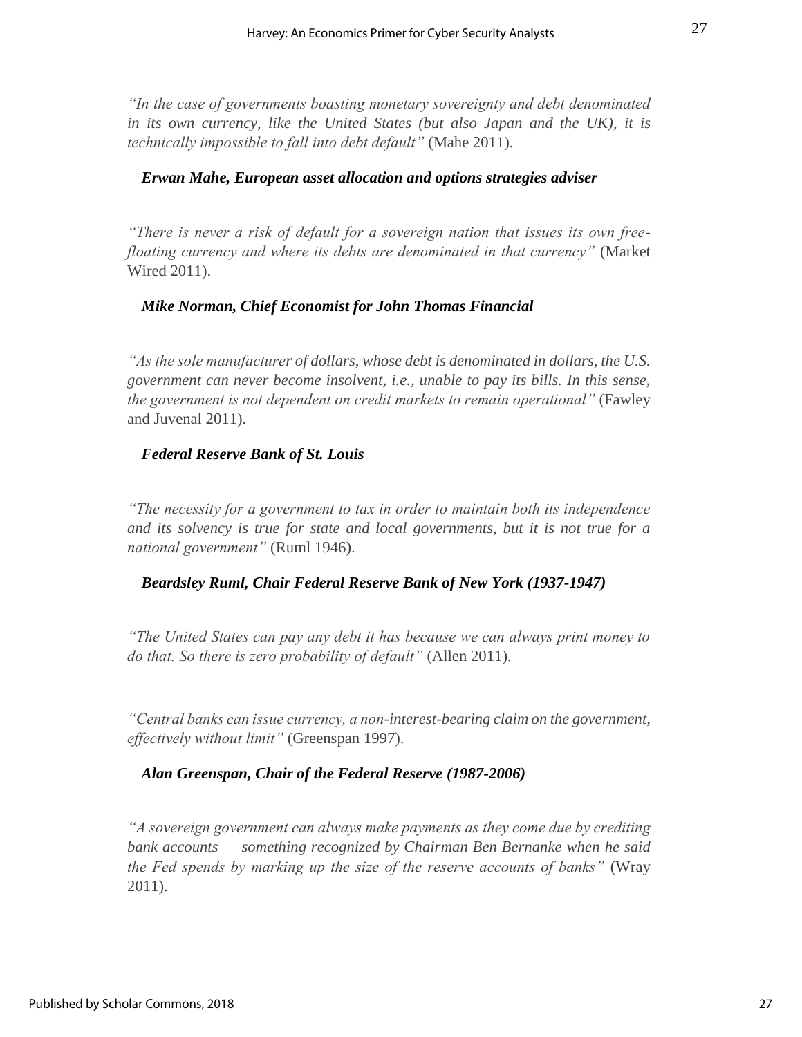*"In the case of governments boasting monetary sovereignty and debt denominated in its own currency, like the United States (but also Japan and the UK), it is technically impossible to fall into debt default"* (Mahe 2011).

***Erwan Mahe, European asset allocation and options strategies adviser***

*"There is never a risk of default for a sovereign nation that issues its own free-floating currency and where its debts are denominated in that currency"* (Market Wired 2011).

***Mike Norman, Chief Economist for John Thomas Financial***

*"As the sole manufacturer of dollars, whose debt is denominated in dollars, the U.S. government can never become insolvent, i.e., unable to pay its bills. In this sense, the government is not dependent on credit markets to remain operational"* (Fawley and Juvenal 2011).

***Federal Reserve Bank of St. Louis***

*"The necessity for a government to tax in order to maintain both its independence and its solvency is true for state and local governments, but it is not true for a national government"* (Ruml 1946).

***Beardsley Ruml, Chair Federal Reserve Bank of New York (1937-1947)***

*"The United States can pay any debt it has because we can always print money to do that. So there is zero probability of default"* (Allen 2011).

*"Central banks can issue currency, a non-interest-bearing claim on the government, effectively without limit"* (Greenspan 1997).

***Alan Greenspan, Chair of the Federal Reserve (1987-2006)***

*"A sovereign government can always make payments as they come due by crediting bank accounts — something recognized by Chairman Ben Bernanke when he said the Fed spends by marking up the size of the reserve accounts of banks"* (Wray 2011).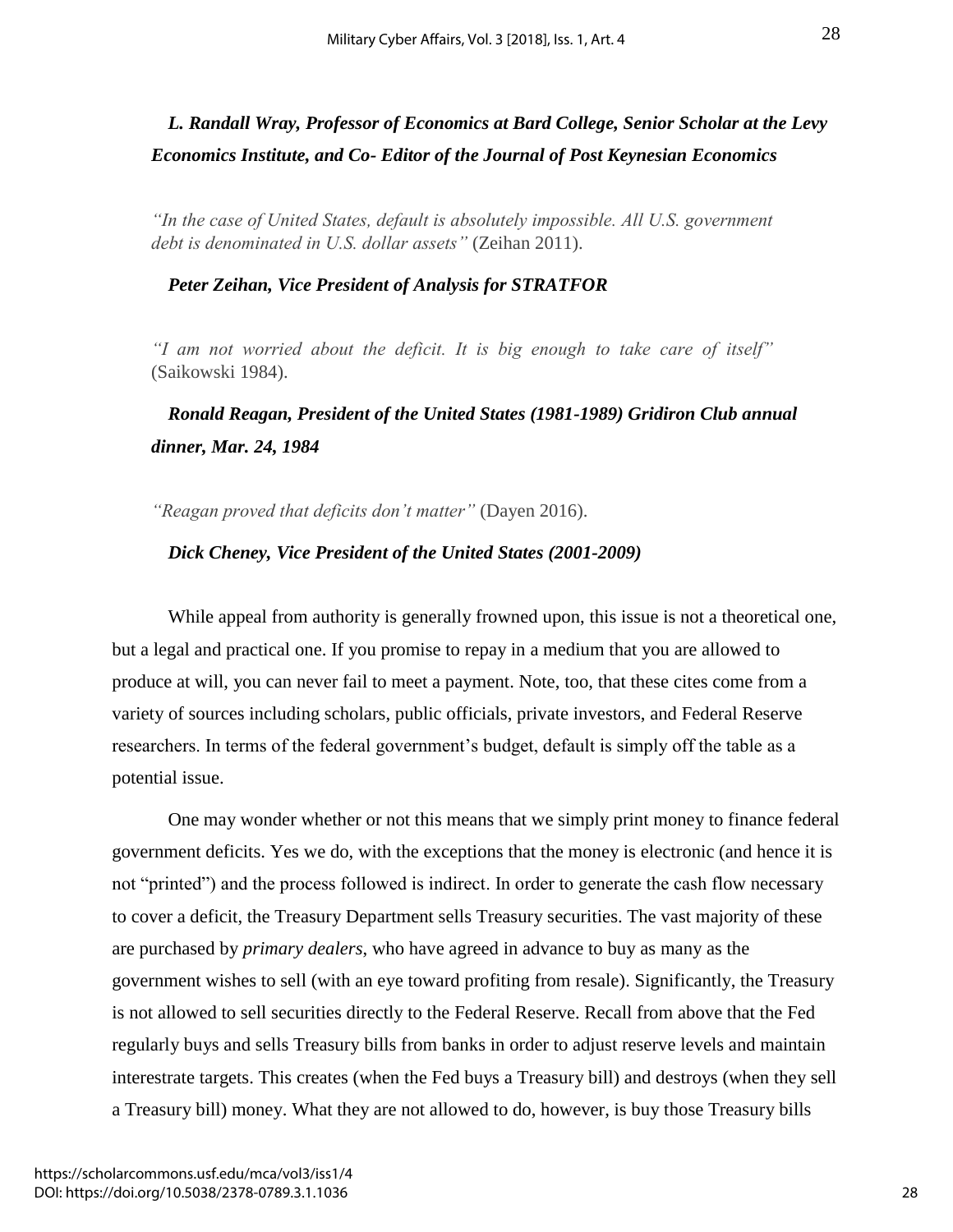***L. Randall Wray, Professor of Economics at Bard College, Senior Scholar at the Levy Economics Institute, and Co- Editor of the Journal of Post Keynesian Economics***

*"In the case of United States, default is absolutely impossible. All U.S. government debt is denominated in U.S. dollar assets"* (Zeihan 2011).

***Peter Zeihan, Vice President of Analysis for STRATFOR***

*"I am not worried about the deficit. It is big enough to take care of itself"* (Saikowski 1984).

***Ronald Reagan, President of the United States (1981-1989) Gridiron Club annual dinner, Mar. 24, 1984***

*"Reagan proved that deficits don't matter"* (Dayen 2016).

***Dick Cheney, Vice President of the United States (2001-2009)***

While appeal from authority is generally frowned upon, this issue is not a theoretical one, but a legal and practical one. If you promise to repay in a medium that you are allowed to produce at will, you can never fail to meet a payment. Note, too, that these cites come from a variety of sources including scholars, public officials, private investors, and Federal Reserve researchers. In terms of the federal government's budget, default is simply off the table as a potential issue.

One may wonder whether or not this means that we simply print money to finance federal government deficits. Yes we do, with the exceptions that the money is electronic (and hence it is not "printed") and the process followed is indirect. In order to generate the cash flow necessary to cover a deficit, the Treasury Department sells Treasury securities. The vast majority of these are purchased by *primary dealers*, who have agreed in advance to buy as many as the government wishes to sell (with an eye toward profiting from resale). Significantly, the Treasury is not allowed to sell securities directly to the Federal Reserve. Recall from above that the Fed regularly buys and sells Treasury bills from banks in order to adjust reserve levels and maintain interestrate targets. This creates (when the Fed buys a Treasury bill) and destroys (when they sell a Treasury bill) money. What they are not allowed to do, however, is buy those Treasury bills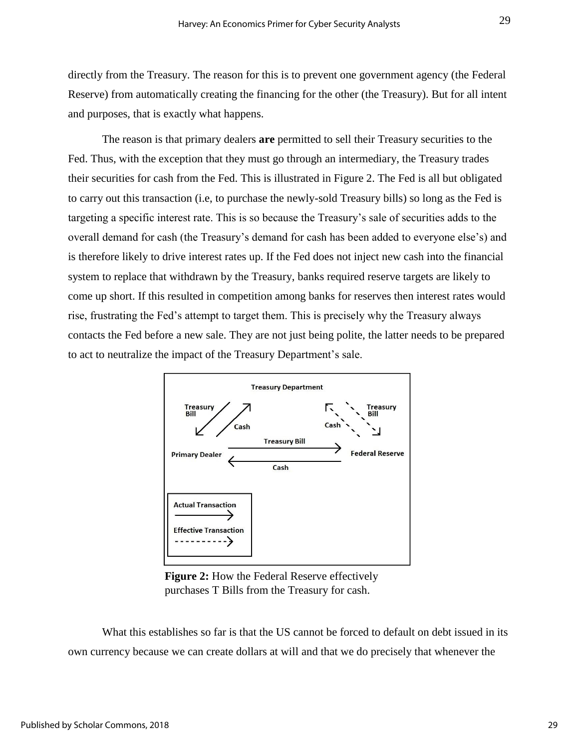directly from the Treasury. The reason for this is to prevent one government agency (the Federal Reserve) from automatically creating the financing for the other (the Treasury). But for all intent and purposes, that is exactly what happens.

The reason is that primary dealers **are** permitted to sell their Treasury securities to the Fed. Thus, with the exception that they must go through an intermediary, the Treasury trades their securities for cash from the Fed. This is illustrated in Figure 2. The Fed is all but obligated to carry out this transaction (i.e, to purchase the newly-sold Treasury bills) so long as the Fed is targeting a specific interest rate. This is so because the Treasury's sale of securities adds to the overall demand for cash (the Treasury's demand for cash has been added to everyone else's) and is therefore likely to drive interest rates up. If the Fed does not inject new cash into the financial system to replace that withdrawn by the Treasury, banks required reserve targets are likely to come up short. If this resulted in competition among banks for reserves then interest rates would rise, frustrating the Fed's attempt to target them. This is precisely why the Treasury always contacts the Fed before a new sale. They are not just being polite, the latter needs to be prepared to act to neutralize the impact of the Treasury Department's sale.

**Figure 2:** How the Federal Reserve effectively purchases T Bills from the Treasury for cash.

What this establishes so far is that the US cannot be forced to default on debt issued in its own currency because we can create dollars at will and that we do precisely that whenever the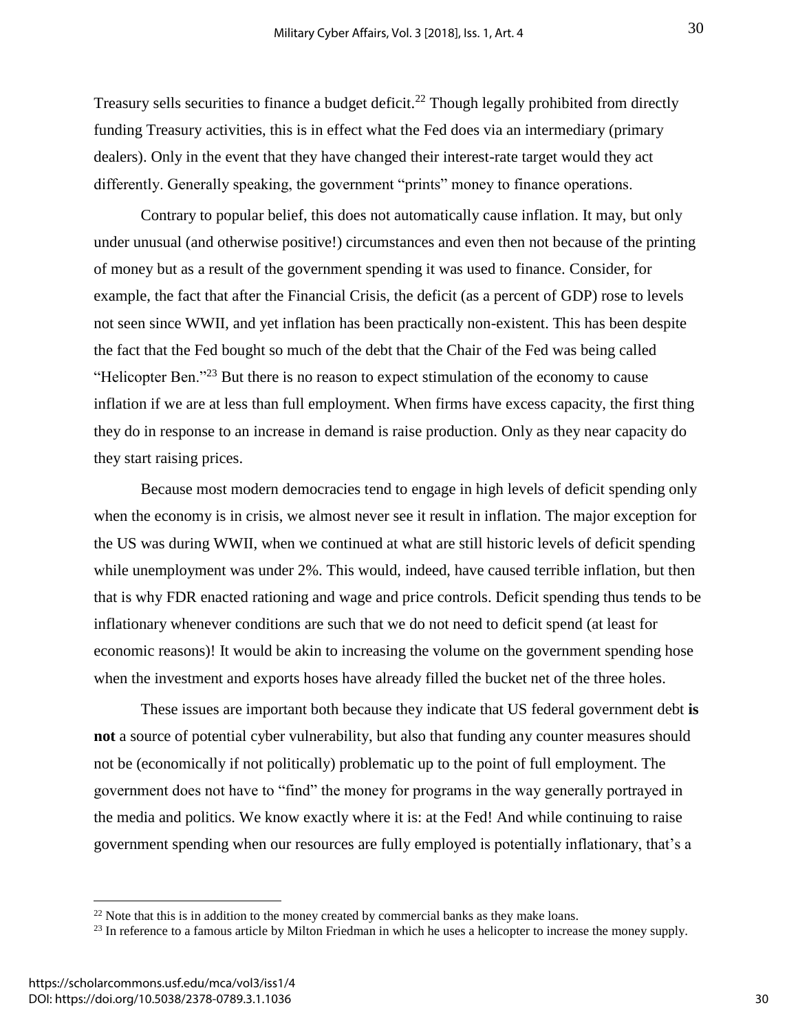Treasury sells securities to finance a budget deficit.[22] Though legally prohibited from directly funding Treasury activities, this is in effect what the Fed does via an intermediary (primary dealers). Only in the event that they have changed their interest-rate target would they act differently. Generally speaking, the government "prints" money to finance operations.

Contrary to popular belief, this does not automatically cause inflation. It may, but only under unusual (and otherwise positive!) circumstances and even then not because of the printing of money but as a result of the government spending it was used to finance. Consider, for example, the fact that after the Financial Crisis, the deficit (as a percent of GDP) rose to levels not seen since WWII, and yet inflation has been practically non-existent. This has been despite the fact that the Fed bought so much of the debt that the Chair of the Fed was being called "Helicopter Ben."[23] But there is no reason to expect stimulation of the economy to cause inflation if we are at less than full employment. When firms have excess capacity, the first thing they do in response to an increase in demand is raise production. Only as they near capacity do they start raising prices.

Because most modern democracies tend to engage in high levels of deficit spending only when the economy is in crisis, we almost never see it result in inflation. The major exception for the US was during WWII, when we continued at what are still historic levels of deficit spending while unemployment was under 2%. This would, indeed, have caused terrible inflation, but then that is why FDR enacted rationing and wage and price controls. Deficit spending thus tends to be inflationary whenever conditions are such that we do not need to deficit spend (at least for economic reasons)! It would be akin to increasing the volume on the government spending hose when the investment and exports hoses have already filled the bucket net of the three holes.

These issues are important both because they indicate that US federal government debt **is not** a source of potential cyber vulnerability, but also that funding any counter measures should not be (economically if not politically) problematic up to the point of full employment. The government does not have to "find" the money for programs in the way generally portrayed in the media and politics. We know exactly where it is: at the Fed! And while continuing to raise government spending when our resources are fully employed is potentially inflationary, that's a

[22] Note that this is in addition to the money created by commercial banks as they make loans.

[23] In reference to a famous article by Milton Friedman in which he uses a helicopter to increase the money supply.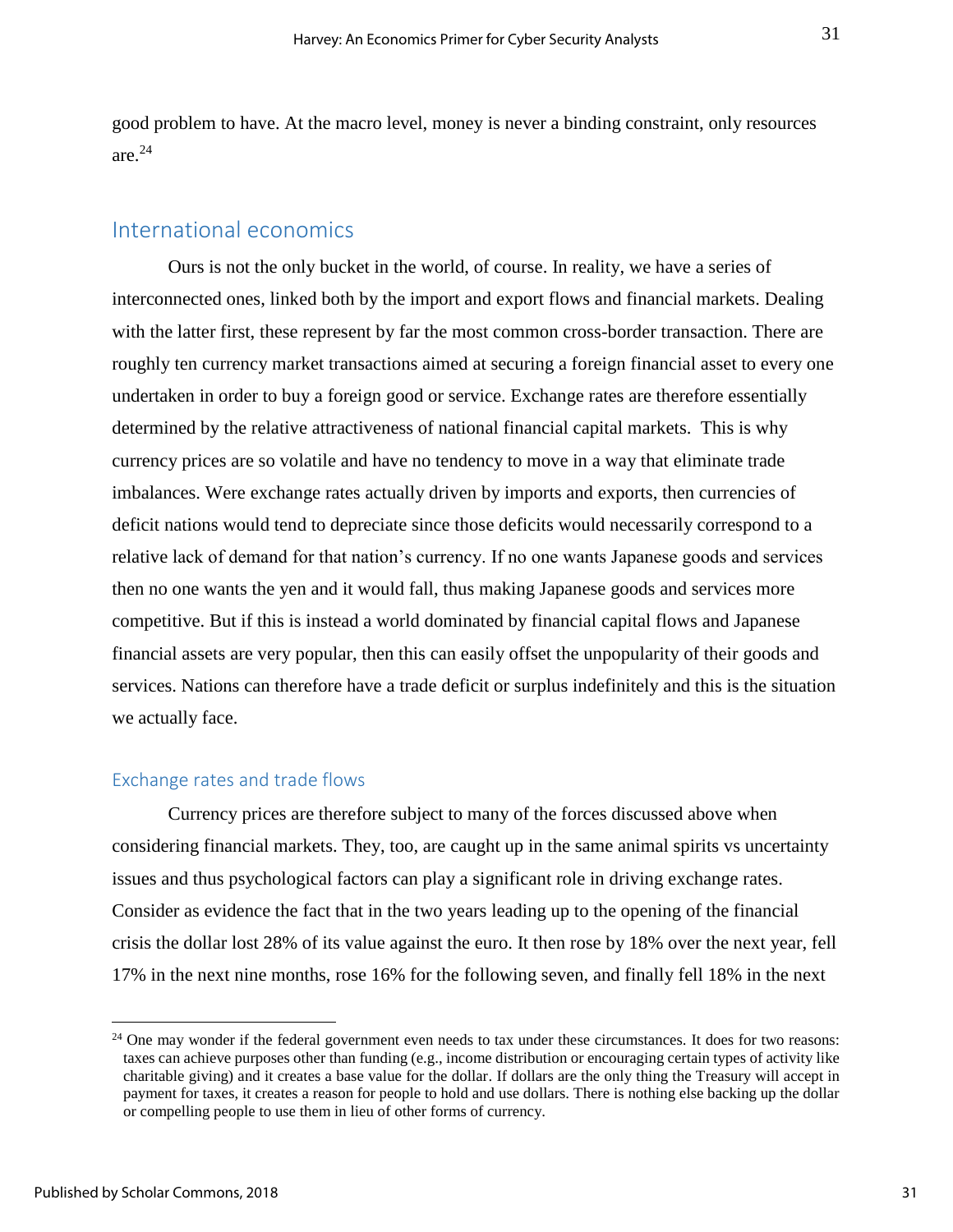good problem to have. At the macro level, money is never a binding constraint, only resources are.[24]

## International economics

Ours is not the only bucket in the world, of course. In reality, we have a series of interconnected ones, linked both by the import and export flows and financial markets. Dealing with the latter first, these represent by far the most common cross-border transaction. There are roughly ten currency market transactions aimed at securing a foreign financial asset to every one undertaken in order to buy a foreign good or service. Exchange rates are therefore essentially determined by the relative attractiveness of national financial capital markets. This is why currency prices are so volatile and have no tendency to move in a way that eliminate trade imbalances. Were exchange rates actually driven by imports and exports, then currencies of deficit nations would tend to depreciate since those deficits would necessarily correspond to a relative lack of demand for that nation's currency. If no one wants Japanese goods and services then no one wants the yen and it would fall, thus making Japanese goods and services more competitive. But if this is instead a world dominated by financial capital flows and Japanese financial assets are very popular, then this can easily offset the unpopularity of their goods and services. Nations can therefore have a trade deficit or surplus indefinitely and this is the situation we actually face.

### Exchange rates and trade flows

Currency prices are therefore subject to many of the forces discussed above when considering financial markets. They, too, are caught up in the same animal spirits vs uncertainty issues and thus psychological factors can play a significant role in driving exchange rates. Consider as evidence the fact that in the two years leading up to the opening of the financial crisis the dollar lost 28% of its value against the euro. It then rose by 18% over the next year, fell 17% in the next nine months, rose 16% for the following seven, and finally fell 18% in the next

[24] One may wonder if the federal government even needs to tax under these circumstances. It does for two reasons: taxes can achieve purposes other than funding (e.g., income distribution or encouraging certain types of activity like charitable giving) and it creates a base value for the dollar. If dollars are the only thing the Treasury will accept in payment for taxes, it creates a reason for people to hold and use dollars. There is nothing else backing up the dollar or compelling people to use them in lieu of other forms of currency.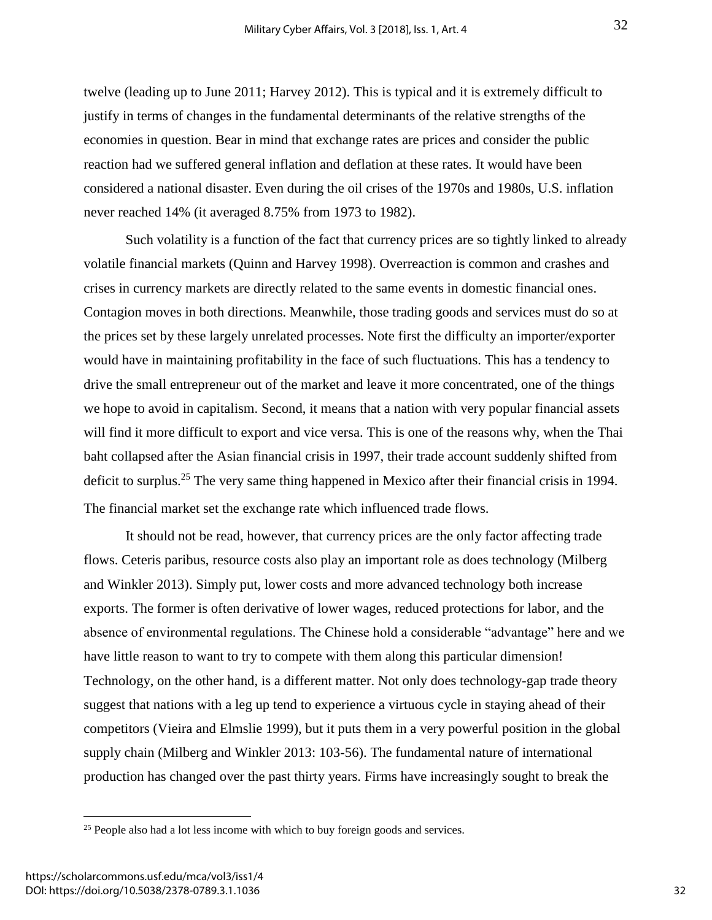twelve (leading up to June 2011; Harvey 2012). This is typical and it is extremely difficult to justify in terms of changes in the fundamental determinants of the relative strengths of the economies in question. Bear in mind that exchange rates are prices and consider the public reaction had we suffered general inflation and deflation at these rates. It would have been considered a national disaster. Even during the oil crises of the 1970s and 1980s, U.S. inflation never reached 14% (it averaged 8.75% from 1973 to 1982).

Such volatility is a function of the fact that currency prices are so tightly linked to already volatile financial markets (Quinn and Harvey 1998). Overreaction is common and crashes and crises in currency markets are directly related to the same events in domestic financial ones. Contagion moves in both directions. Meanwhile, those trading goods and services must do so at the prices set by these largely unrelated processes. Note first the difficulty an importer/exporter would have in maintaining profitability in the face of such fluctuations. This has a tendency to drive the small entrepreneur out of the market and leave it more concentrated, one of the things we hope to avoid in capitalism. Second, it means that a nation with very popular financial assets will find it more difficult to export and vice versa. This is one of the reasons why, when the Thai baht collapsed after the Asian financial crisis in 1997, their trade account suddenly shifted from deficit to surplus.[25] The very same thing happened in Mexico after their financial crisis in 1994. The financial market set the exchange rate which influenced trade flows.

It should not be read, however, that currency prices are the only factor affecting trade flows. Ceteris paribus, resource costs also play an important role as does technology (Milberg and Winkler 2013). Simply put, lower costs and more advanced technology both increase exports. The former is often derivative of lower wages, reduced protections for labor, and the absence of environmental regulations. The Chinese hold a considerable "advantage" here and we have little reason to want to try to compete with them along this particular dimension! Technology, on the other hand, is a different matter. Not only does technology-gap trade theory suggest that nations with a leg up tend to experience a virtuous cycle in staying ahead of their competitors (Vieira and Elmslie 1999), but it puts them in a very powerful position in the global supply chain (Milberg and Winkler 2013: 103-56). The fundamental nature of international production has changed over the past thirty years. Firms have increasingly sought to break the

[25] People also had a lot less income with which to buy foreign goods and services.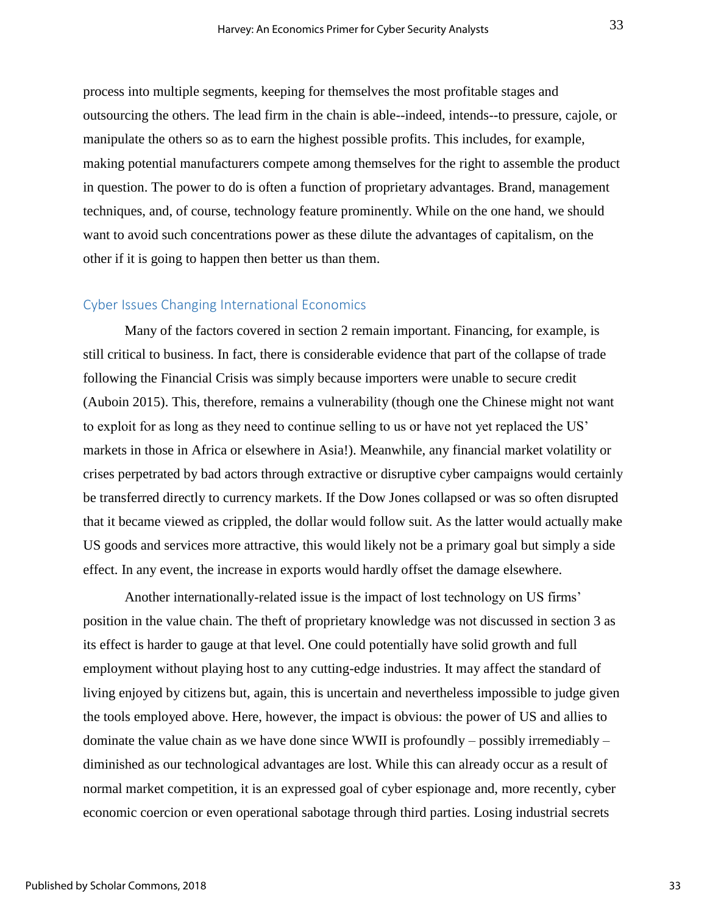process into multiple segments, keeping for themselves the most profitable stages and outsourcing the others. The lead firm in the chain is able--indeed, intends--to pressure, cajole, or manipulate the others so as to earn the highest possible profits. This includes, for example, making potential manufacturers compete among themselves for the right to assemble the product in question. The power to do is often a function of proprietary advantages. Brand, management techniques, and, of course, technology feature prominently. While on the one hand, we should want to avoid such concentrations power as these dilute the advantages of capitalism, on the other if it is going to happen then better us than them.

## Cyber Issues Changing International Economics

Many of the factors covered in section 2 remain important. Financing, for example, is still critical to business. In fact, there is considerable evidence that part of the collapse of trade following the Financial Crisis was simply because importers were unable to secure credit (Auboin 2015). This, therefore, remains a vulnerability (though one the Chinese might not want to exploit for as long as they need to continue selling to us or have not yet replaced the US' markets in those in Africa or elsewhere in Asia!). Meanwhile, any financial market volatility or crises perpetrated by bad actors through extractive or disruptive cyber campaigns would certainly be transferred directly to currency markets. If the Dow Jones collapsed or was so often disrupted that it became viewed as crippled, the dollar would follow suit. As the latter would actually make US goods and services more attractive, this would likely not be a primary goal but simply a side effect. In any event, the increase in exports would hardly offset the damage elsewhere.

Another internationally-related issue is the impact of lost technology on US firms' position in the value chain. The theft of proprietary knowledge was not discussed in section 3 as its effect is harder to gauge at that level. One could potentially have solid growth and full employment without playing host to any cutting-edge industries. It may affect the standard of living enjoyed by citizens but, again, this is uncertain and nevertheless impossible to judge given the tools employed above. Here, however, the impact is obvious: the power of US and allies to dominate the value chain as we have done since WWII is profoundly – possibly irremediably – diminished as our technological advantages are lost. While this can already occur as a result of normal market competition, it is an expressed goal of cyber espionage and, more recently, cyber economic coercion or even operational sabotage through third parties. Losing industrial secrets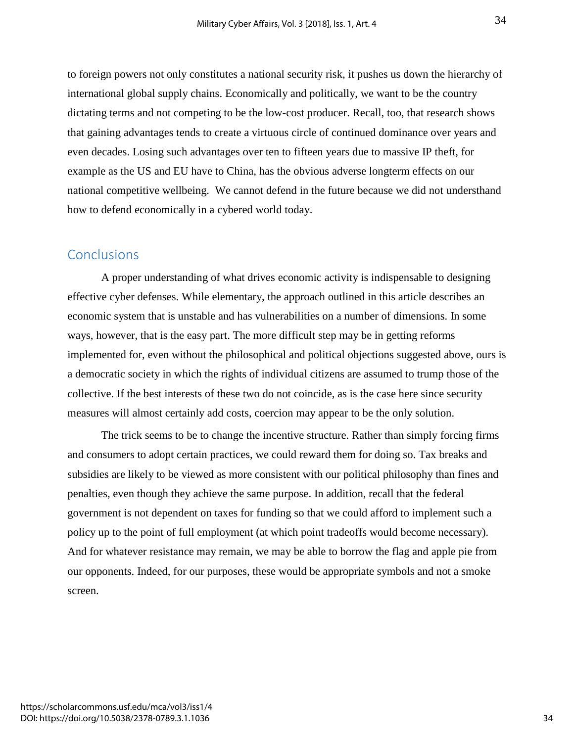to foreign powers not only constitutes a national security risk, it pushes us down the hierarchy of international global supply chains. Economically and politically, we want to be the country dictating terms and not competing to be the low-cost producer. Recall, too, that research shows that gaining advantages tends to create a virtuous circle of continued dominance over years and even decades. Losing such advantages over ten to fifteen years due to massive IP theft, for example as the US and EU have to China, has the obvious adverse longterm effects on our national competitive wellbeing. We cannot defend in the future because we did not understhand how to defend economically in a cybered world today.

## Conclusions

A proper understanding of what drives economic activity is indispensable to designing effective cyber defenses. While elementary, the approach outlined in this article describes an economic system that is unstable and has vulnerabilities on a number of dimensions. In some ways, however, that is the easy part. The more difficult step may be in getting reforms implemented for, even without the philosophical and political objections suggested above, ours is a democratic society in which the rights of individual citizens are assumed to trump those of the collective. If the best interests of these two do not coincide, as is the case here since security measures will almost certainly add costs, coercion may appear to be the only solution.

The trick seems to be to change the incentive structure. Rather than simply forcing firms and consumers to adopt certain practices, we could reward them for doing so. Tax breaks and subsidies are likely to be viewed as more consistent with our political philosophy than fines and penalties, even though they achieve the same purpose. In addition, recall that the federal government is not dependent on taxes for funding so that we could afford to implement such a policy up to the point of full employment (at which point tradeoffs would become necessary). And for whatever resistance may remain, we may be able to borrow the flag and apple pie from our opponents. Indeed, for our purposes, these would be appropriate symbols and not a smoke screen.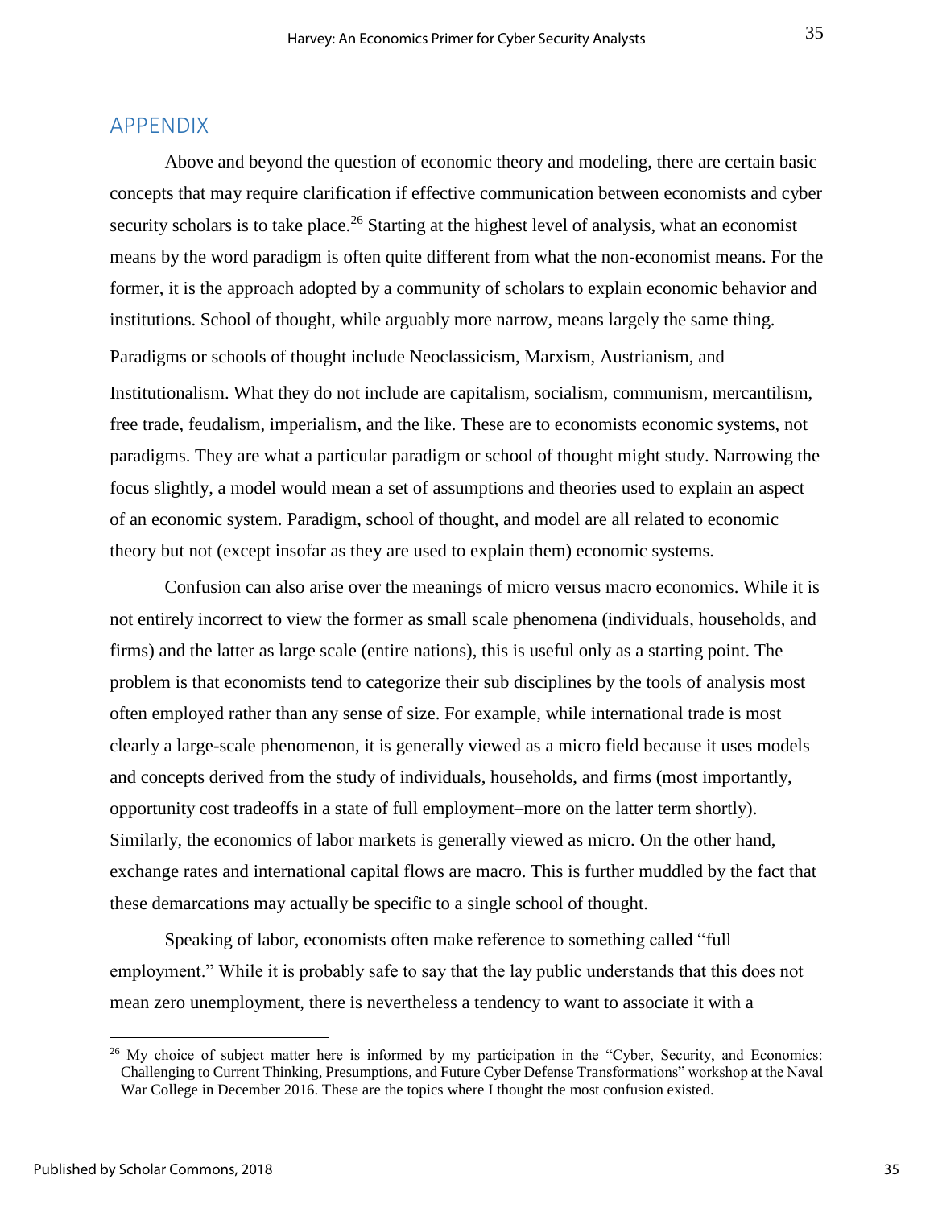## APPENDIX

Above and beyond the question of economic theory and modeling, there are certain basic concepts that may require clarification if effective communication between economists and cyber security scholars is to take place.[26] Starting at the highest level of analysis, what an economist means by the word paradigm is often quite different from what the non-economist means. For the former, it is the approach adopted by a community of scholars to explain economic behavior and institutions. School of thought, while arguably more narrow, means largely the same thing. Paradigms or schools of thought include Neoclassicism, Marxism, Austrianism, and Institutionalism. What they do not include are capitalism, socialism, communism, mercantilism, free trade, feudalism, imperialism, and the like. These are to economists economic systems, not paradigms. They are what a particular paradigm or school of thought might study. Narrowing the focus slightly, a model would mean a set of assumptions and theories used to explain an aspect of an economic system. Paradigm, school of thought, and model are all related to economic theory but not (except insofar as they are used to explain them) economic systems.

Confusion can also arise over the meanings of micro versus macro economics. While it is not entirely incorrect to view the former as small scale phenomena (individuals, households, and firms) and the latter as large scale (entire nations), this is useful only as a starting point. The problem is that economists tend to categorize their sub disciplines by the tools of analysis most often employed rather than any sense of size. For example, while international trade is most clearly a large-scale phenomenon, it is generally viewed as a micro field because it uses models and concepts derived from the study of individuals, households, and firms (most importantly, opportunity cost tradeoffs in a state of full employment–more on the latter term shortly). Similarly, the economics of labor markets is generally viewed as micro. On the other hand, exchange rates and international capital flows are macro. This is further muddled by the fact that these demarcations may actually be specific to a single school of thought.

Speaking of labor, economists often make reference to something called "full employment." While it is probably safe to say that the lay public understands that this does not mean zero unemployment, there is nevertheless a tendency to want to associate it with a

---

[26] My choice of subject matter here is informed by my participation in the "Cyber, Security, and Economics: Challenging to Current Thinking, Presumptions, and Future Cyber Defense Transformations" workshop at the Naval War College in December 2016. These are the topics where I thought the most confusion existed.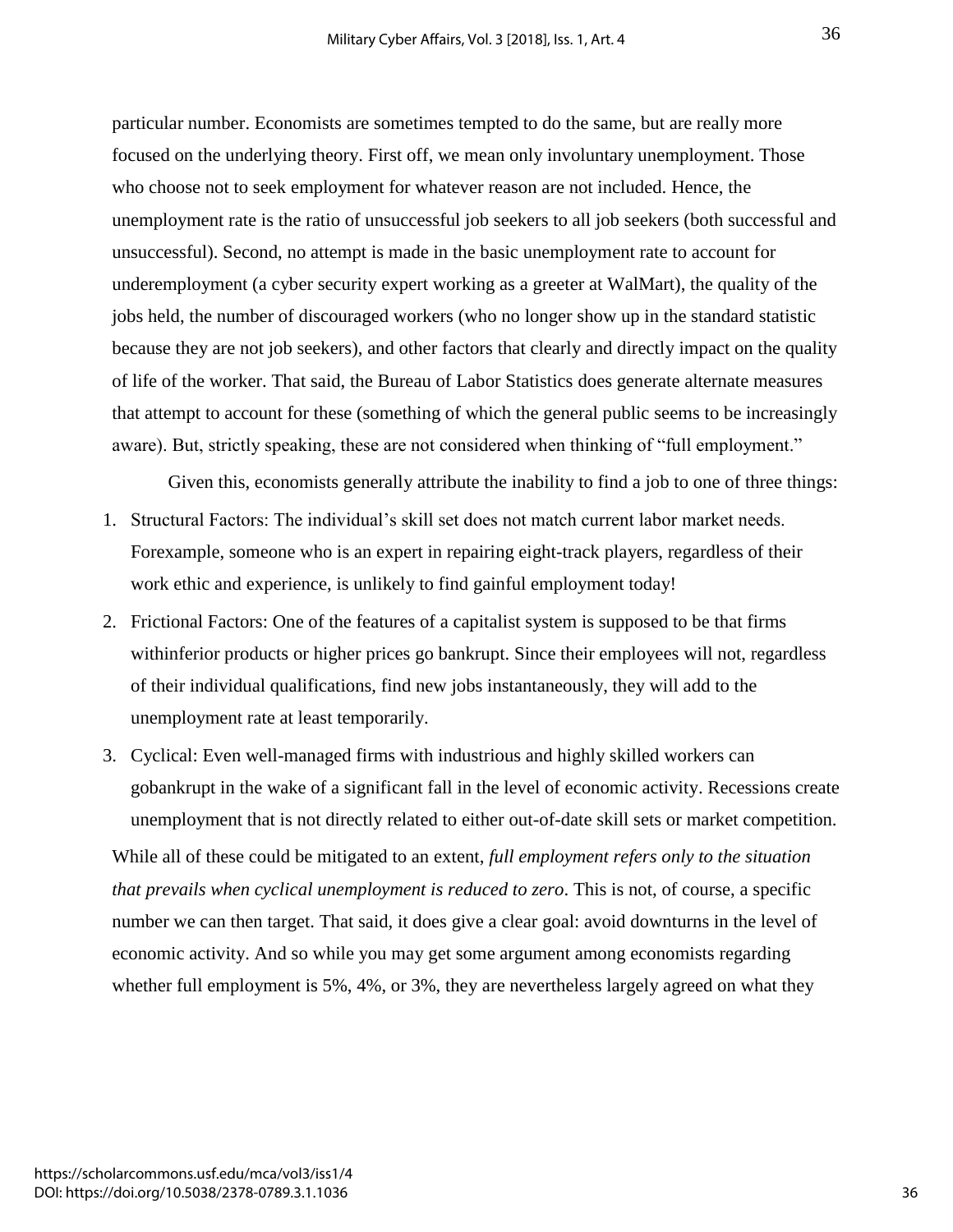particular number. Economists are sometimes tempted to do the same, but are really more focused on the underlying theory. First off, we mean only involuntary unemployment. Those who choose not to seek employment for whatever reason are not included. Hence, the unemployment rate is the ratio of unsuccessful job seekers to all job seekers (both successful and unsuccessful). Second, no attempt is made in the basic unemployment rate to account for underemployment (a cyber security expert working as a greeter at WalMart), the quality of the jobs held, the number of discouraged workers (who no longer show up in the standard statistic because they are not job seekers), and other factors that clearly and directly impact on the quality of life of the worker. That said, the Bureau of Labor Statistics does generate alternate measures that attempt to account for these (something of which the general public seems to be increasingly aware). But, strictly speaking, these are not considered when thinking of "full employment."

Given this, economists generally attribute the inability to find a job to one of three things:

1. Structural Factors: The individual's skill set does not match current labor market needs. Forexample, someone who is an expert in repairing eight-track players, regardless of their work ethic and experience, is unlikely to find gainful employment today!
2. Frictional Factors: One of the features of a capitalist system is supposed to be that firms withinferior products or higher prices go bankrupt. Since their employees will not, regardless of their individual qualifications, find new jobs instantaneously, they will add to the unemployment rate at least temporarily.
3. Cyclical: Even well-managed firms with industrious and highly skilled workers can gobankrupt in the wake of a significant fall in the level of economic activity. Recessions create unemployment that is not directly related to either out-of-date skill sets or market competition.

While all of these could be mitigated to an extent, *full employment refers only to the situation that prevails when cyclical unemployment is reduced to zero*. This is not, of course, a specific number we can then target. That said, it does give a clear goal: avoid downturns in the level of economic activity. And so while you may get some argument among economists regarding whether full employment is 5%, 4%, or 3%, they are nevertheless largely agreed on what they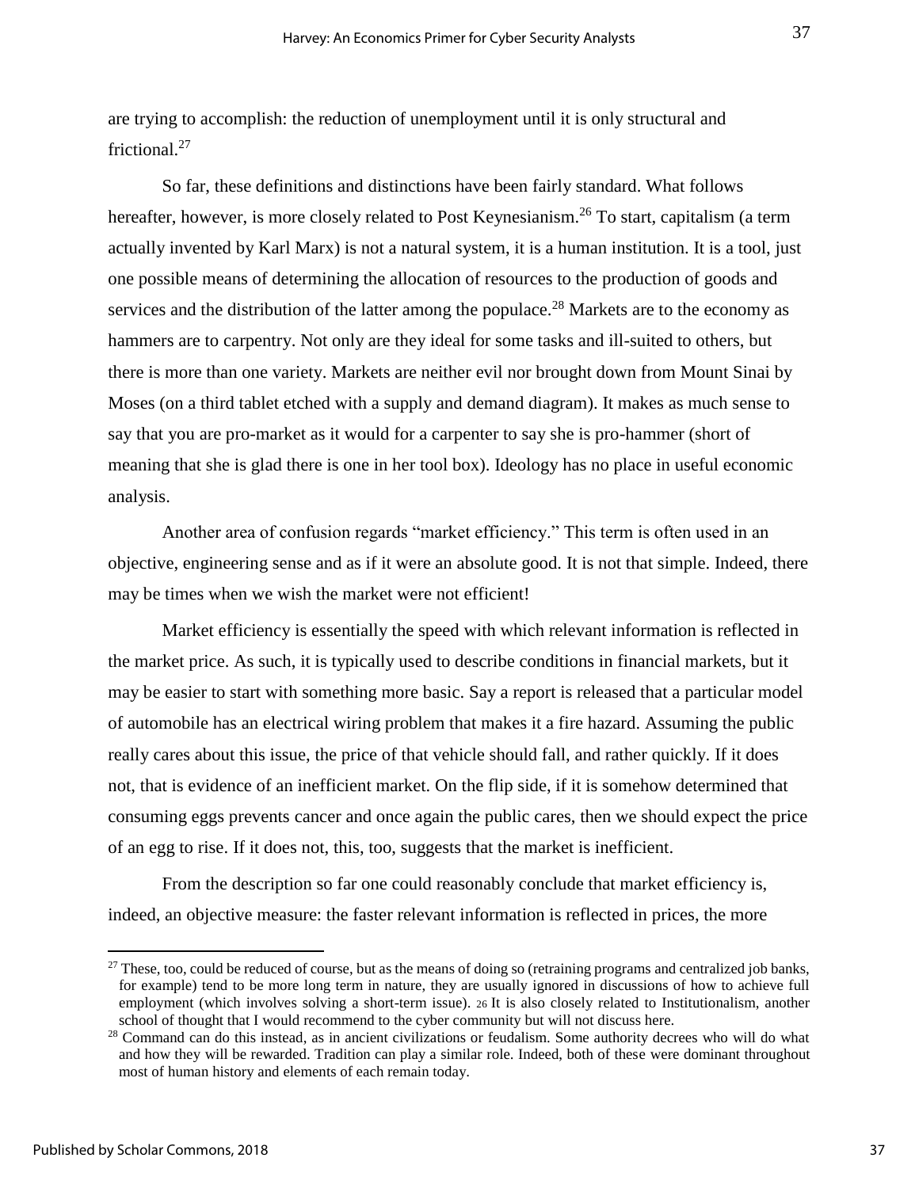are trying to accomplish: the reduction of unemployment until it is only structural and frictional.[27]

So far, these definitions and distinctions have been fairly standard. What follows hereafter, however, is more closely related to Post Keynesianism.[26] To start, capitalism (a term actually invented by Karl Marx) is not a natural system, it is a human institution. It is a tool, just one possible means of determining the allocation of resources to the production of goods and services and the distribution of the latter among the populace.[28] Markets are to the economy as hammers are to carpentry. Not only are they ideal for some tasks and ill-suited to others, but there is more than one variety. Markets are neither evil nor brought down from Mount Sinai by Moses (on a third tablet etched with a supply and demand diagram). It makes as much sense to say that you are pro-market as it would for a carpenter to say she is pro-hammer (short of meaning that she is glad there is one in her tool box). Ideology has no place in useful economic analysis.

Another area of confusion regards "market efficiency." This term is often used in an objective, engineering sense and as if it were an absolute good. It is not that simple. Indeed, there may be times when we wish the market were not efficient!

Market efficiency is essentially the speed with which relevant information is reflected in the market price. As such, it is typically used to describe conditions in financial markets, but it may be easier to start with something more basic. Say a report is released that a particular model of automobile has an electrical wiring problem that makes it a fire hazard. Assuming the public really cares about this issue, the price of that vehicle should fall, and rather quickly. If it does not, that is evidence of an inefficient market. On the flip side, if it is somehow determined that consuming eggs prevents cancer and once again the public cares, then we should expect the price of an egg to rise. If it does not, this, too, suggests that the market is inefficient.

From the description so far one could reasonably conclude that market efficiency is, indeed, an objective measure: the faster relevant information is reflected in prices, the more

---

[27] These, too, could be reduced of course, but as the means of doing so (retraining programs and centralized job banks, for example) tend to be more long term in nature, they are usually ignored in discussions of how to achieve full employment (which involves solving a short-term issue). [26] It is also closely related to Institutionalism, another school of thought that I would recommend to the cyber community but will not discuss here.

[28] Command can do this instead, as in ancient civilizations or feudalism. Some authority decrees who will do what and how they will be rewarded. Tradition can play a similar role. Indeed, both of these were dominant throughout most of human history and elements of each remain today.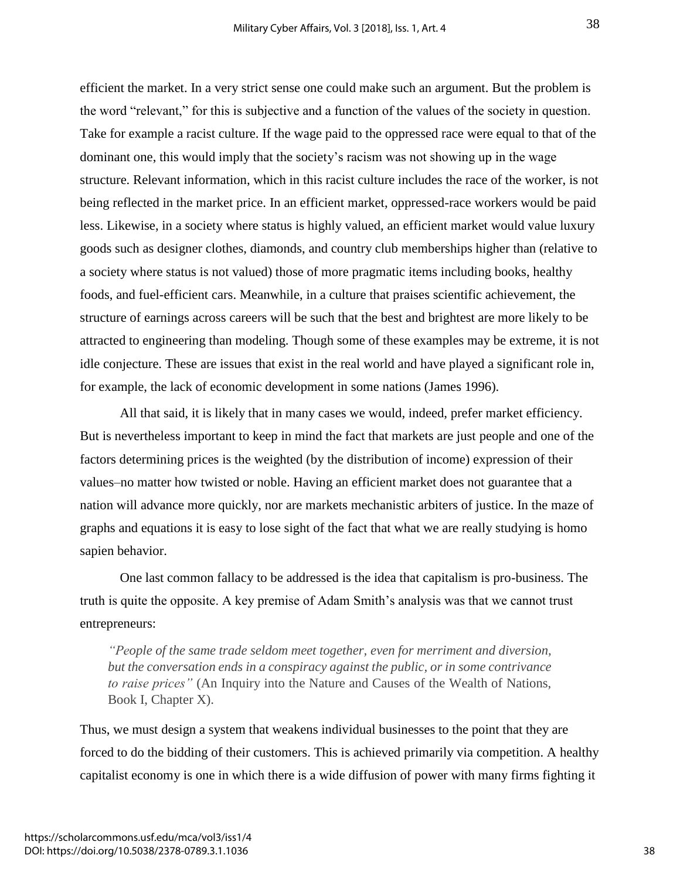efficient the market. In a very strict sense one could make such an argument. But the problem is the word "relevant," for this is subjective and a function of the values of the society in question. Take for example a racist culture. If the wage paid to the oppressed race were equal to that of the dominant one, this would imply that the society's racism was not showing up in the wage structure. Relevant information, which in this racist culture includes the race of the worker, is not being reflected in the market price. In an efficient market, oppressed-race workers would be paid less. Likewise, in a society where status is highly valued, an efficient market would value luxury goods such as designer clothes, diamonds, and country club memberships higher than (relative to a society where status is not valued) those of more pragmatic items including books, healthy foods, and fuel-efficient cars. Meanwhile, in a culture that praises scientific achievement, the structure of earnings across careers will be such that the best and brightest are more likely to be attracted to engineering than modeling. Though some of these examples may be extreme, it is not idle conjecture. These are issues that exist in the real world and have played a significant role in, for example, the lack of economic development in some nations (James 1996).

All that said, it is likely that in many cases we would, indeed, prefer market efficiency. But is nevertheless important to keep in mind the fact that markets are just people and one of the factors determining prices is the weighted (by the distribution of income) expression of their values–no matter how twisted or noble. Having an efficient market does not guarantee that a nation will advance more quickly, nor are markets mechanistic arbiters of justice. In the maze of graphs and equations it is easy to lose sight of the fact that what we are really studying is homo sapien behavior.

One last common fallacy to be addressed is the idea that capitalism is pro-business. The truth is quite the opposite. A key premise of Adam Smith's analysis was that we cannot trust entrepreneurs:

> *"People of the same trade seldom meet together, even for merriment and diversion, but the conversation ends in a conspiracy against the public, or in some contrivance to raise prices"* (An Inquiry into the Nature and Causes of the Wealth of Nations, Book I, Chapter X).

Thus, we must design a system that weakens individual businesses to the point that they are forced to do the bidding of their customers. This is achieved primarily via competition. A healthy capitalist economy is one in which there is a wide diffusion of power with many firms fighting it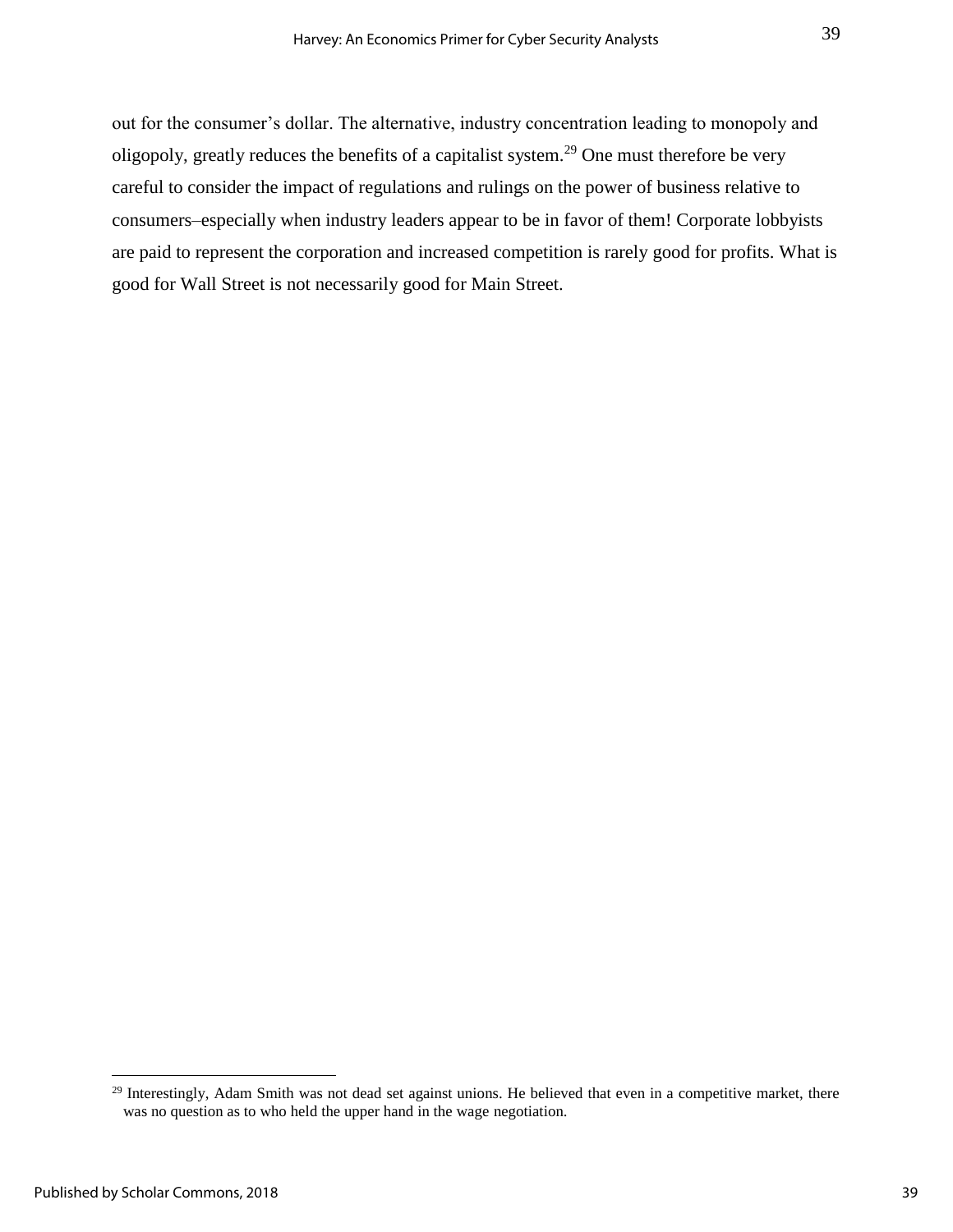out for the consumer's dollar. The alternative, industry concentration leading to monopoly and oligopoly, greatly reduces the benefits of a capitalist system.[29] One must therefore be very careful to consider the impact of regulations and rulings on the power of business relative to consumers–especially when industry leaders appear to be in favor of them! Corporate lobbyists are paid to represent the corporation and increased competition is rarely good for profits. What is good for Wall Street is not necessarily good for Main Street.

---

[29] Interestingly, Adam Smith was not dead set against unions. He believed that even in a competitive market, there was no question as to who held the upper hand in the wage negotiation.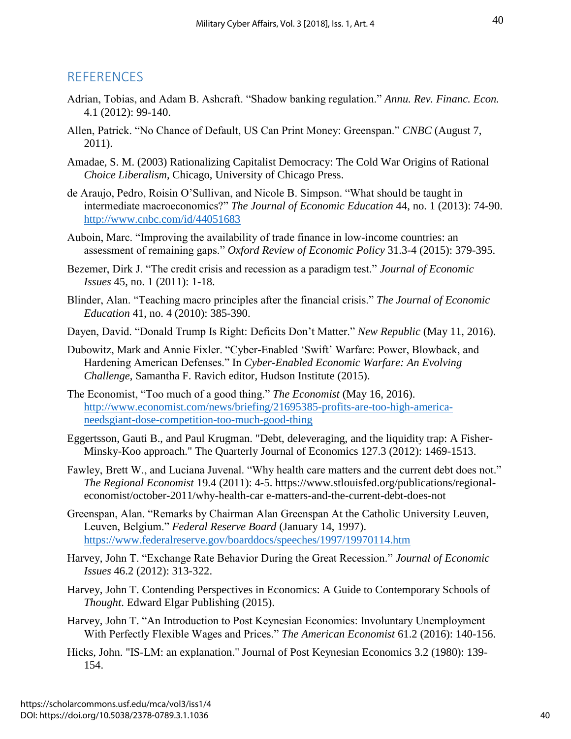## REFERENCES

Adrian, Tobias, and Adam B. Ashcraft. "Shadow banking regulation." *Annu. Rev. Financ. Econ.* 4.1 (2012): 99-140.

Allen, Patrick. "No Chance of Default, US Can Print Money: Greenspan." *CNBC* (August 7, 2011).

Amadae, S. M. (2003) Rationalizing Capitalist Democracy: The Cold War Origins of Rational *Choice Liberalism*, Chicago, University of Chicago Press.

de Araujo, Pedro, Roisin O'Sullivan, and Nicole B. Simpson. "What should be taught in intermediate macroeconomics?" *The Journal of Economic Education* 44, no. 1 (2013): 74-90. http://www.cnbc.com/id/44051683

Auboin, Marc. "Improving the availability of trade finance in low-income countries: an assessment of remaining gaps." *Oxford Review of Economic Policy* 31.3-4 (2015): 379-395.

Bezemer, Dirk J. "The credit crisis and recession as a paradigm test." *Journal of Economic Issues* 45, no. 1 (2011): 1-18.

Blinder, Alan. "Teaching macro principles after the financial crisis." *The Journal of Economic Education* 41, no. 4 (2010): 385-390.

Dayen, David. "Donald Trump Is Right: Deficits Don't Matter." *New Republic* (May 11, 2016).

Dubowitz, Mark and Annie Fixler. "Cyber-Enabled 'Swift' Warfare: Power, Blowback, and Hardening American Defenses." In *Cyber-Enabled Economic Warfare: An Evolving Challenge*, Samantha F. Ravich editor, Hudson Institute (2015).

The Economist, "Too much of a good thing." *The Economist* (May 16, 2016). http://www.economist.com/news/briefing/21695385-profits-are-too-high-america-needsgiant-dose-competition-too-much-good-thing

Eggertsson, Gauti B., and Paul Krugman. "Debt, deleveraging, and the liquidity trap: A Fisher-Minsky-Koo approach." The Quarterly Journal of Economics 127.3 (2012): 1469-1513.

Fawley, Brett W., and Luciana Juvenal. "Why health care matters and the current debt does not." *The Regional Economist* 19.4 (2011): 4-5. https://www.stlouisfed.org/publications/regional-economist/october-2011/why-health-car e-matters-and-the-current-debt-does-not

Greenspan, Alan. "Remarks by Chairman Alan Greenspan At the Catholic University Leuven, Leuven, Belgium." *Federal Reserve Board* (January 14, 1997). https://www.federalreserve.gov/boarddocs/speeches/1997/19970114.htm

Harvey, John T. "Exchange Rate Behavior During the Great Recession." *Journal of Economic Issues* 46.2 (2012): 313-322.

Harvey, John T. Contending Perspectives in Economics: A Guide to Contemporary Schools of *Thought*. Edward Elgar Publishing (2015).

Harvey, John T. "An Introduction to Post Keynesian Economics: Involuntary Unemployment With Perfectly Flexible Wages and Prices." *The American Economist* 61.2 (2016): 140-156.

Hicks, John. "IS-LM: an explanation." Journal of Post Keynesian Economics 3.2 (1980): 139-154.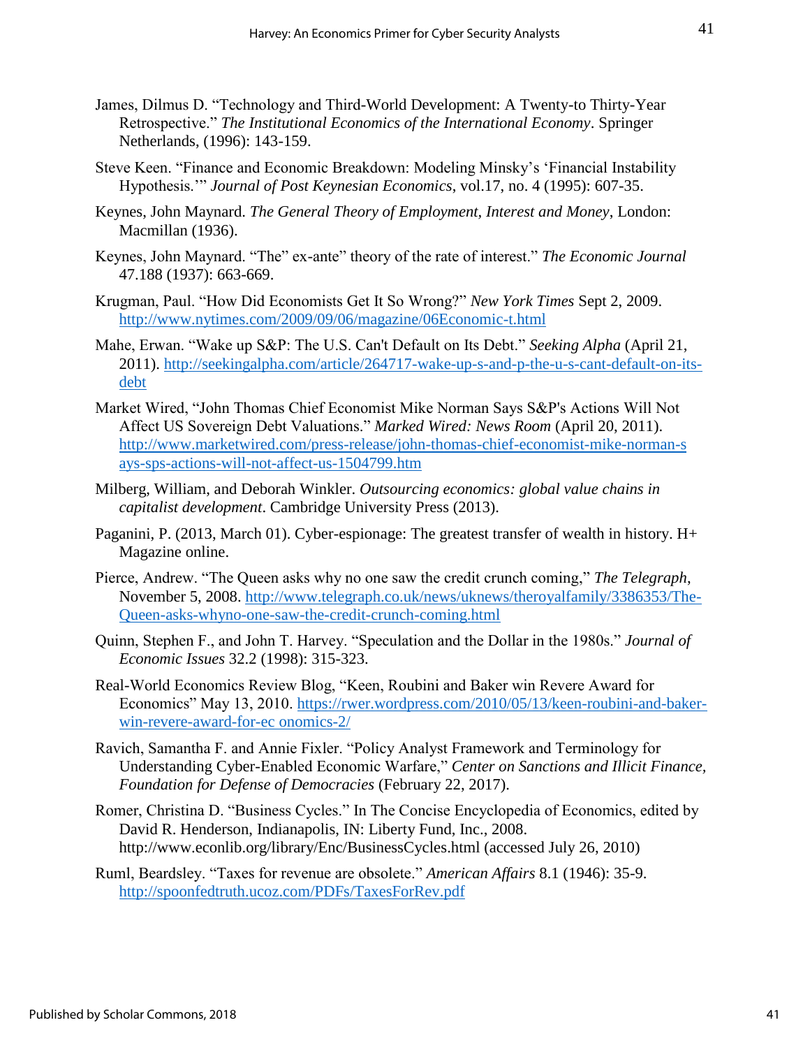James, Dilmus D. "Technology and Third-World Development: A Twenty-to Thirty-Year Retrospective." *The Institutional Economics of the International Economy*. Springer Netherlands, (1996): 143-159.

Steve Keen. "Finance and Economic Breakdown: Modeling Minsky's 'Financial Instability Hypothesis.'" *Journal of Post Keynesian Economics*, vol.17, no. 4 (1995): 607-35.

Keynes, John Maynard. *The General Theory of Employment, Interest and Money*, London: Macmillan (1936).

Keynes, John Maynard. "The" ex-ante" theory of the rate of interest." *The Economic Journal* 47.188 (1937): 663-669.

Krugman, Paul. "How Did Economists Get It So Wrong?" *New York Times* Sept 2, 2009. http://www.nytimes.com/2009/09/06/magazine/06Economic-t.html

Mahe, Erwan. "Wake up S&P: The U.S. Can't Default on Its Debt." *Seeking Alpha* (April 21, 2011). http://seekingalpha.com/article/264717-wake-up-s-and-p-the-u-s-cant-default-on-its-debt

Market Wired, "John Thomas Chief Economist Mike Norman Says S&P's Actions Will Not Affect US Sovereign Debt Valuations." *Marked Wired: News Room* (April 20, 2011). http://www.marketwired.com/press-release/john-thomas-chief-economist-mike-norman-says-sps-actions-will-not-affect-us-1504799.htm

Milberg, William, and Deborah Winkler. *Outsourcing economics: global value chains in capitalist development*. Cambridge University Press (2013).

Paganini, P. (2013, March 01). Cyber-espionage: The greatest transfer of wealth in history. H+ Magazine online.

Pierce, Andrew. "The Queen asks why no one saw the credit crunch coming," *The Telegraph*, November 5, 2008. http://www.telegraph.co.uk/news/uknews/theroyalfamily/3386353/The-Queen-asks-whyno-one-saw-the-credit-crunch-coming.html

Quinn, Stephen F., and John T. Harvey. "Speculation and the Dollar in the 1980s." *Journal of Economic Issues* 32.2 (1998): 315-323.

Real-World Economics Review Blog, "Keen, Roubini and Baker win Revere Award for Economics" May 13, 2010. https://rwer.wordpress.com/2010/05/13/keen-roubini-and-baker-win-revere-award-for-ec onomics-2/

Ravich, Samantha F. and Annie Fixler. "Policy Analyst Framework and Terminology for Understanding Cyber-Enabled Economic Warfare," *Center on Sanctions and Illicit Finance, Foundation for Defense of Democracies* (February 22, 2017).

Romer, Christina D. "Business Cycles." In The Concise Encyclopedia of Economics, edited by David R. Henderson, Indianapolis, IN: Liberty Fund, Inc., 2008. http://www.econlib.org/library/Enc/BusinessCycles.html (accessed July 26, 2010)

Ruml, Beardsley. "Taxes for revenue are obsolete." *American Affairs* 8.1 (1946): 35-9. http://spoonfedtruth.ucoz.com/PDFs/TaxesForRev.pdf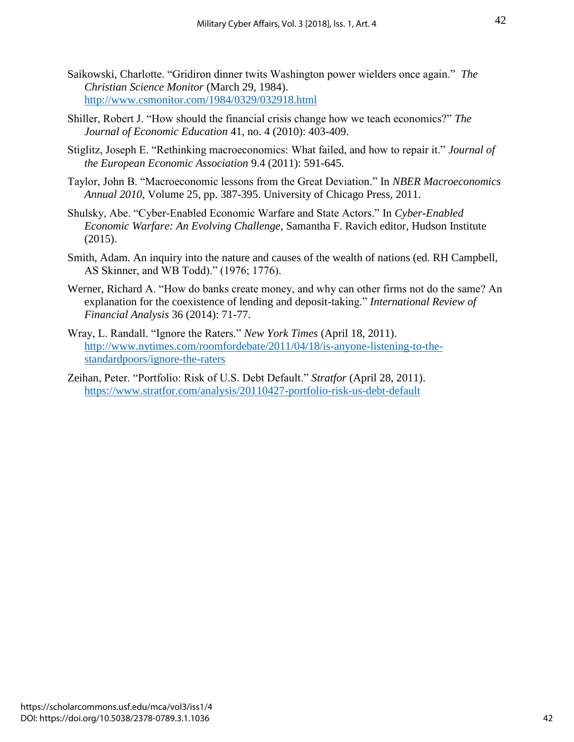Saikowski, Charlotte. "Gridiron dinner twits Washington power wielders once again." *The Christian Science Monitor* (March 29, 1984). http://www.csmonitor.com/1984/0329/032918.html

Shiller, Robert J. "How should the financial crisis change how we teach economics?" *The Journal of Economic Education* 41, no. 4 (2010): 403-409.

Stiglitz, Joseph E. "Rethinking macroeconomics: What failed, and how to repair it." *Journal of the European Economic Association* 9.4 (2011): 591-645.

Taylor, John B. "Macroeconomic lessons from the Great Deviation." In *NBER Macroeconomics Annual 2010*, Volume 25, pp. 387-395. University of Chicago Press, 2011.

Shulsky, Abe. "Cyber-Enabled Economic Warfare and State Actors." In *Cyber-Enabled Economic Warfare: An Evolving Challenge*, Samantha F. Ravich editor, Hudson Institute (2015).

Smith, Adam. An inquiry into the nature and causes of the wealth of nations (ed. RH Campbell, AS Skinner, and WB Todd)." (1976; 1776).

Werner, Richard A. "How do banks create money, and why can other firms not do the same? An explanation for the coexistence of lending and deposit-taking." *International Review of Financial Analysis* 36 (2014): 71-77.

Wray, L. Randall. "Ignore the Raters." *New York Times* (April 18, 2011). http://www.nytimes.com/roomfordebate/2011/04/18/is-anyone-listening-to-the-standardpoors/ignore-the-raters

Zeihan, Peter. "Portfolio: Risk of U.S. Debt Default." *Stratfor* (April 28, 2011). https://www.stratfor.com/analysis/20110427-portfolio-risk-us-debt-default